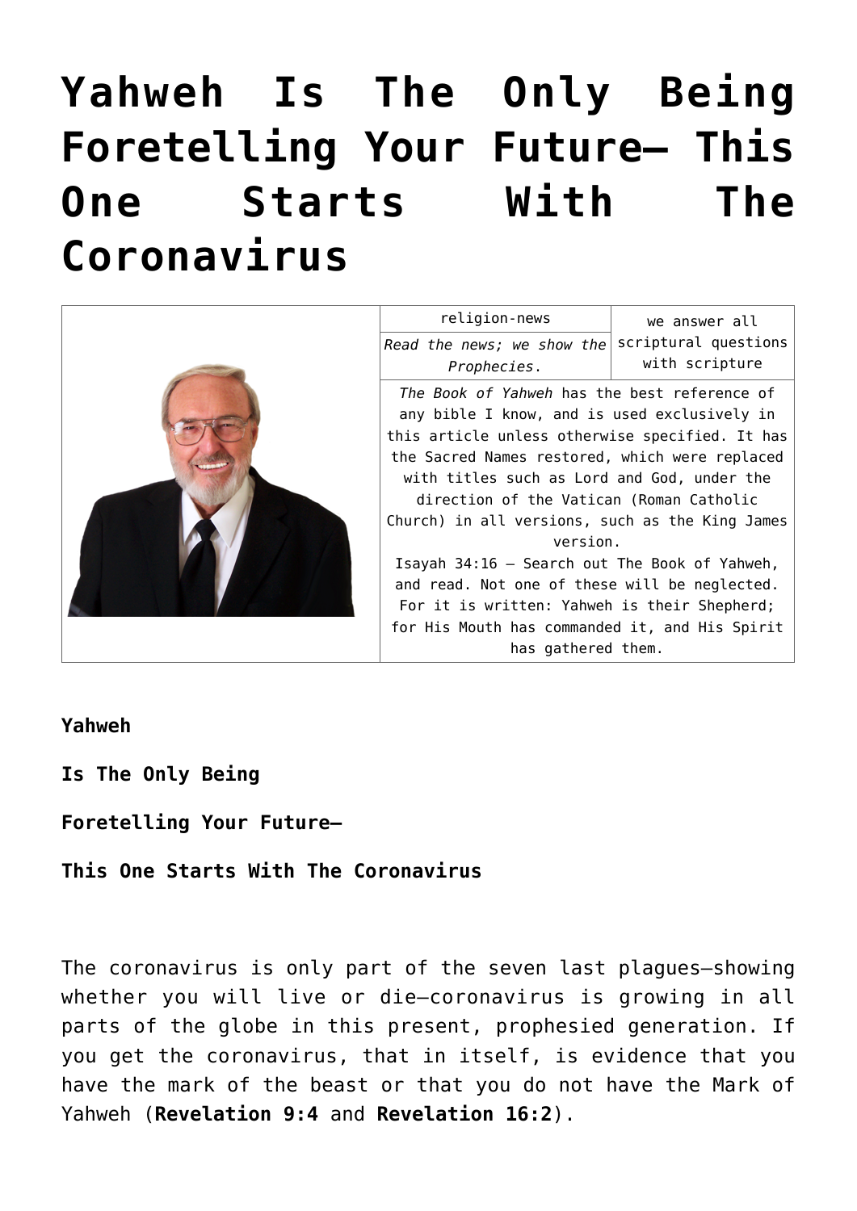# Yahweh Is The Only Being Foretelling Your Future– This One Starts With The Coronavirus

| | religion-news | we answer all scriptural questions with scripture |
|---|---|---|
| | *Read the news; we show the Prophecies.* | |
| | *The Book of Yahweh* has the best reference of any bible I know, and is used exclusively in this article unless otherwise specified. It has the Sacred Names restored, which were replaced with titles such as Lord and God, under the direction of the Vatican (Roman Catholic Church) in all versions, such as the King James version.<br>Isayah 34:16 – Search out The Book of Yahweh, and read. Not one of these will be neglected. For it is written: Yahweh is their Shepherd; for His Mouth has commanded it, and His Spirit has gathered them. | |

**Yahweh**

**Is The Only Being**

**Foretelling Your Future–**

**This One Starts With The Coronavirus**

The coronavirus is only part of the seven last plagues—showing whether you will live or die—coronavirus is growing in all parts of the globe in this present, prophesied generation. If you get the coronavirus, that in itself, is evidence that you have the mark of the beast or that you do not have the Mark of Yahweh (**Revelation 9:4** and **Revelation 16:2**).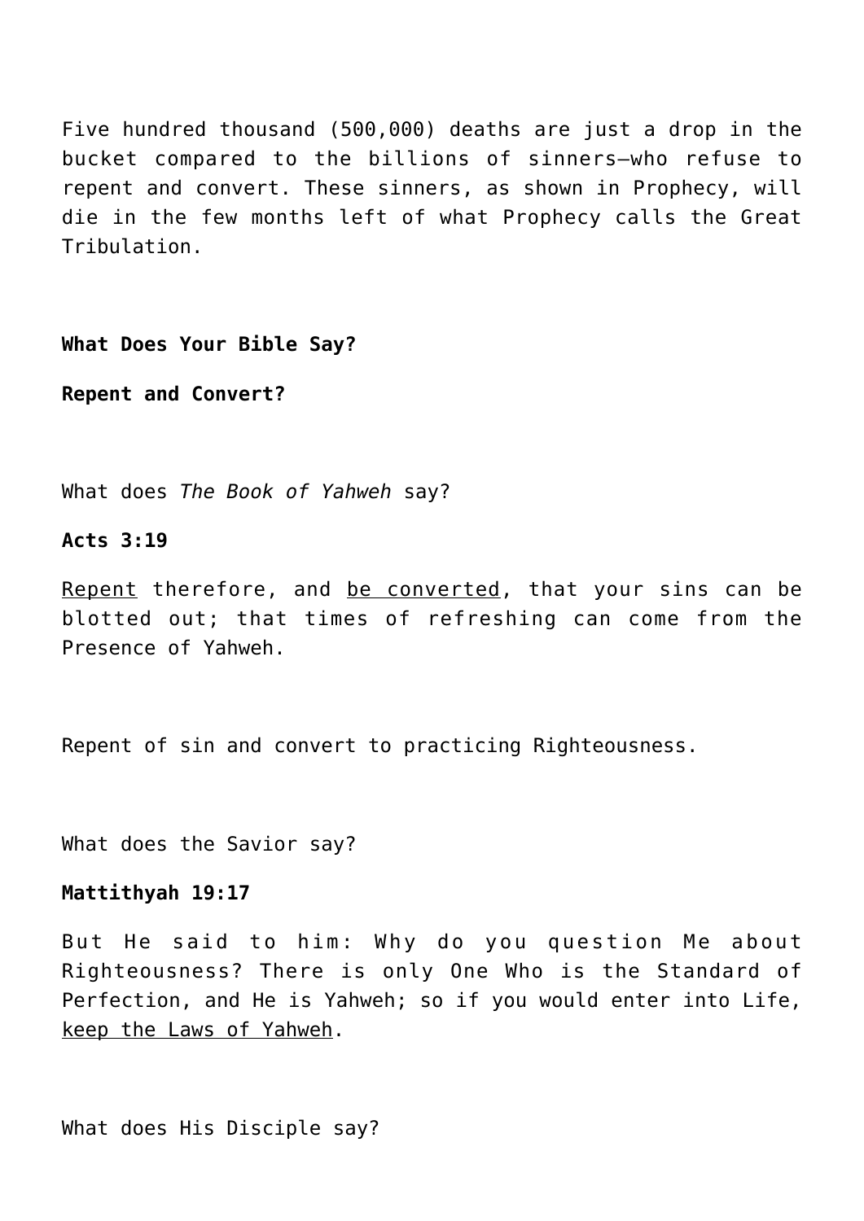Five hundred thousand (500,000) deaths are just a drop in the bucket compared to the billions of sinners—who refuse to repent and convert. These sinners, as shown in Prophecy, will die in the few months left of what Prophecy calls the Great Tribulation.

**What Does Your Bible Say?**

**Repent and Convert?**

What does *The Book of Yahweh* say?

**Acts 3:19**

<u>Repent</u> therefore, and <u>be converted</u>, that your sins can be blotted out; that times of refreshing can come from the Presence of Yahweh.

Repent of sin and convert to practicing Righteousness.

What does the Savior say?

**Mattithyah 19:17**

But He said to him: Why do you question Me about Righteousness? There is only One Who is the Standard of Perfection, and He is Yahweh; so if you would enter into Life, <u>keep the Laws of Yahweh</u>.

What does His Disciple say?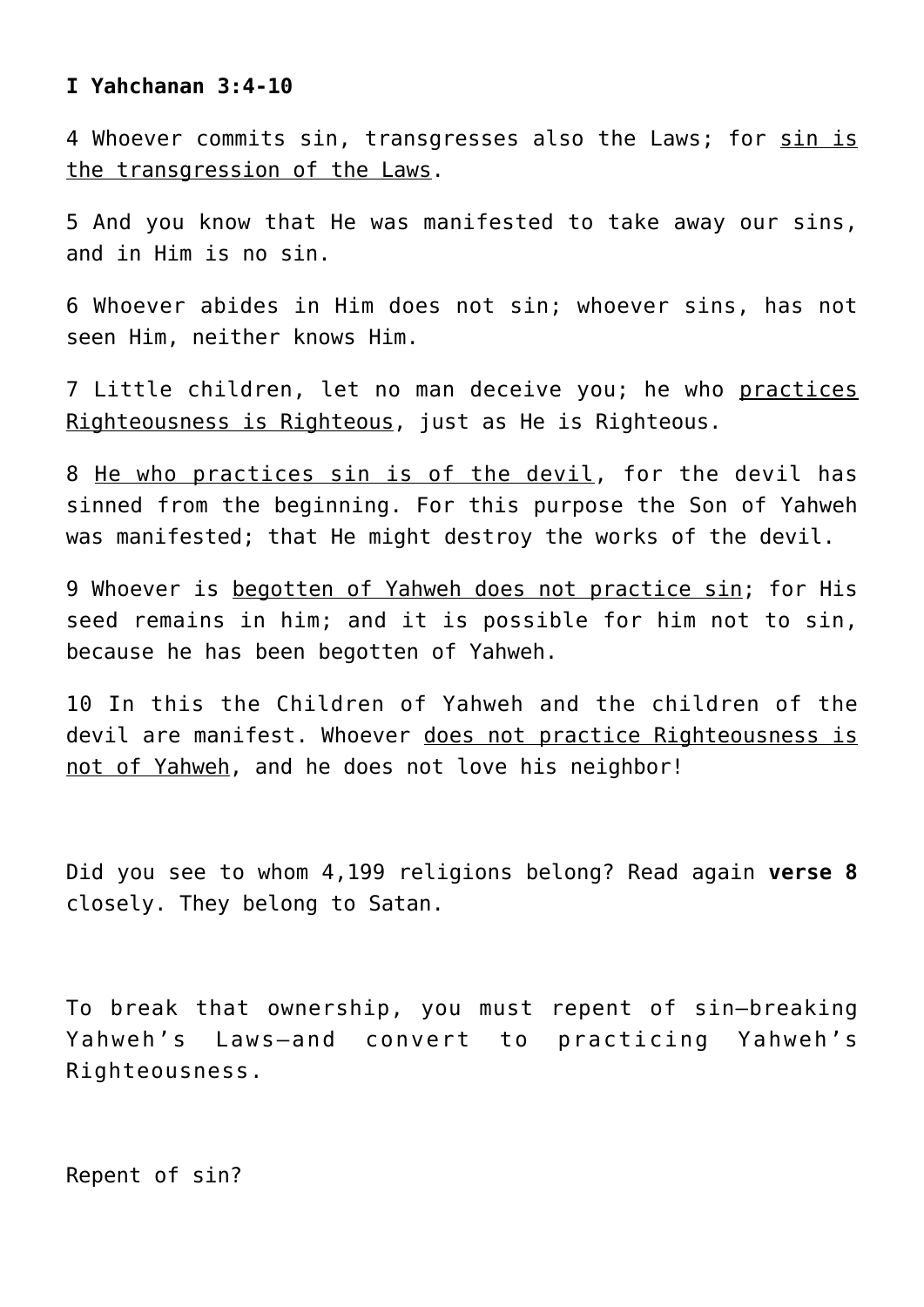**I Yahchanan 3:4-10**

4 Whoever commits sin, transgresses also the Laws; for <u>sin is the transgression of the Laws</u>.

5 And you know that He was manifested to take away our sins, and in Him is no sin.

6 Whoever abides in Him does not sin; whoever sins, has not seen Him, neither knows Him.

7 Little children, let no man deceive you; he who <u>practices Righteousness is Righteous</u>, just as He is Righteous.

8 <u>He who practices sin is of the devil</u>, for the devil has sinned from the beginning. For this purpose the Son of Yahweh was manifested; that He might destroy the works of the devil.

9 Whoever is <u>begotten of Yahweh does not practice sin</u>; for His seed remains in him; and it is possible for him not to sin, because he has been begotten of Yahweh.

10 In this the Children of Yahweh and the children of the devil are manifest. Whoever <u>does not practice Righteousness is not of Yahweh</u>, and he does not love his neighbor!

Did you see to whom 4,199 religions belong? Read again **verse 8** closely. They belong to Satan.

To break that ownership, you must repent of sin—breaking Yahweh's Laws—and convert to practicing Yahweh's Righteousness.

Repent of sin?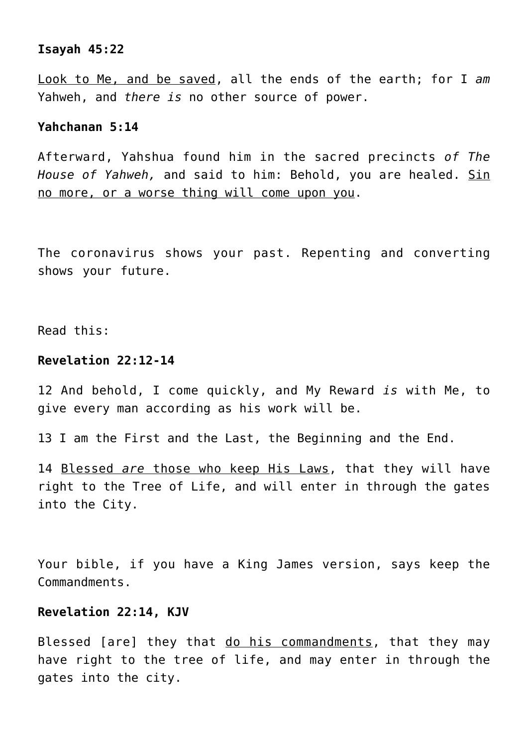**Isayah 45:22**

Look to Me, and be saved, all the ends of the earth; for I *am* Yahweh, and *there is* no other source of power.

**Yahchanan 5:14**

Afterward, Yahshua found him in the sacred precincts *of The House of Yahweh,* and said to him: Behold, you are healed. Sin no more, or a worse thing will come upon you.

The coronavirus shows your past. Repenting and converting shows your future.

Read this:

**Revelation 22:12-14**

12 And behold, I come quickly, and My Reward *is* with Me, to give every man according as his work will be.

13 I am the First and the Last, the Beginning and the End.

14 Blessed *are* those who keep His Laws, that they will have right to the Tree of Life, and will enter in through the gates into the City.

Your bible, if you have a King James version, says keep the Commandments.

**Revelation 22:14, KJV**

Blessed [are] they that do his commandments, that they may have right to the tree of life, and may enter in through the gates into the city.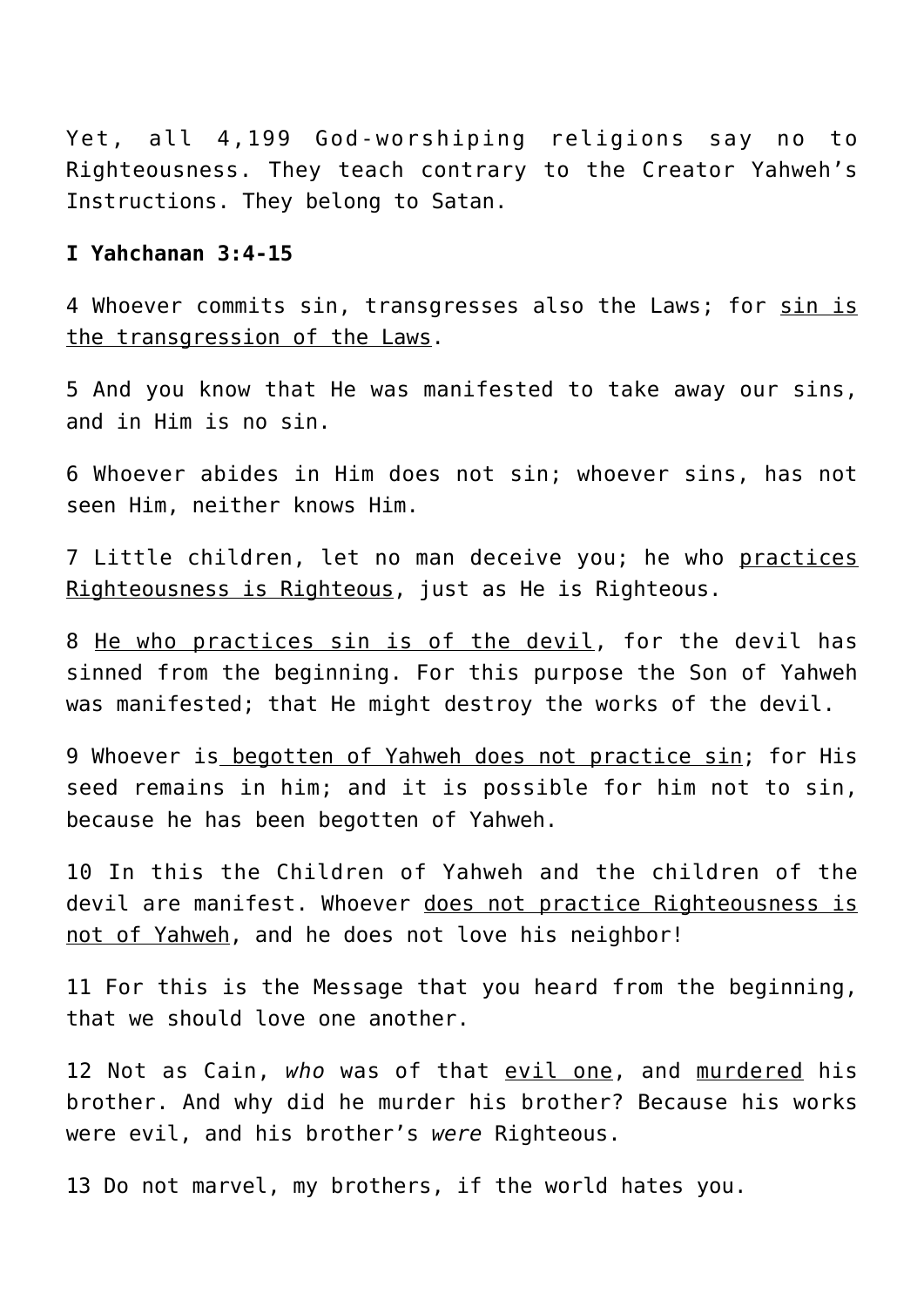Yet, all 4,199 God-worshiping religions say no to Righteousness. They teach contrary to the Creator Yahweh's Instructions. They belong to Satan.

**I Yahchanan 3:4-15**

4 Whoever commits sin, transgresses also the Laws; for <u>sin is the transgression of the Laws</u>.

5 And you know that He was manifested to take away our sins, and in Him is no sin.

6 Whoever abides in Him does not sin; whoever sins, has not seen Him, neither knows Him.

7 Little children, let no man deceive you; he who <u>practices Righteousness is Righteous</u>, just as He is Righteous.

8 <u>He who practices sin is of the devil</u>, for the devil has sinned from the beginning. For this purpose the Son of Yahweh was manifested; that He might destroy the works of the devil.

9 Whoever is <u>begotten of Yahweh does not practice sin</u>; for His seed remains in him; and it is possible for him not to sin, because he has been begotten of Yahweh.

10 In this the Children of Yahweh and the children of the devil are manifest. Whoever <u>does not practice Righteousness is not of Yahweh</u>, and he does not love his neighbor!

11 For this is the Message that you heard from the beginning, that we should love one another.

12 Not as Cain, *who* was of that <u>evil one</u>, and <u>murdered</u> his brother. And why did he murder his brother? Because his works were evil, and his brother's *were* Righteous.

13 Do not marvel, my brothers, if the world hates you.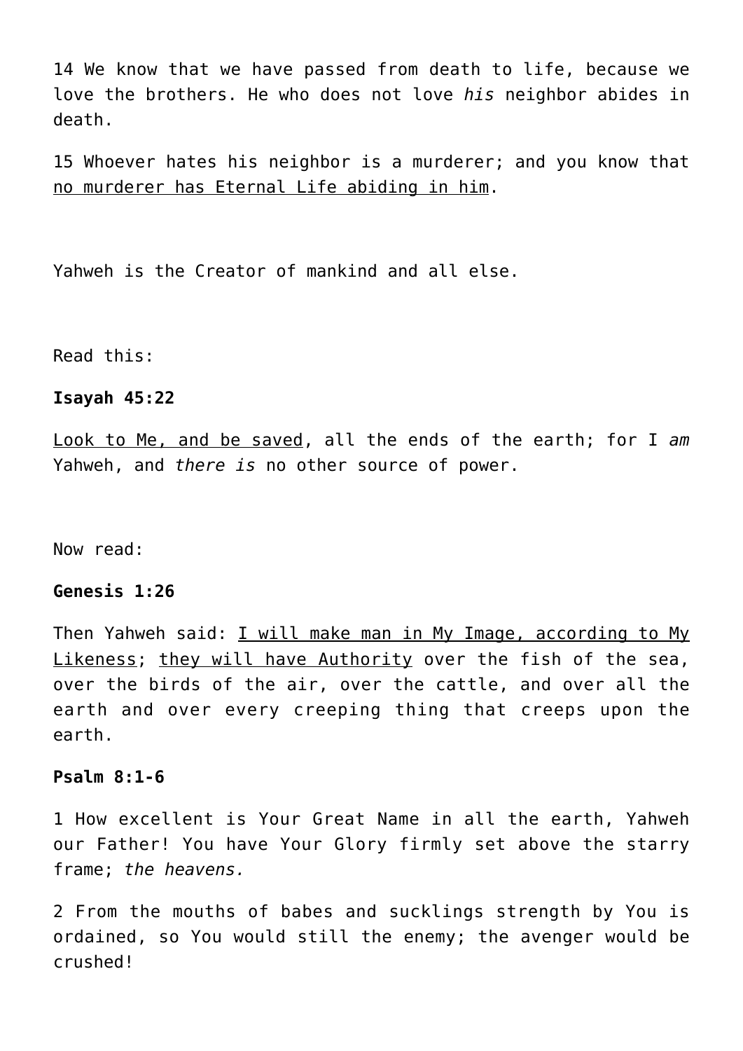14 We know that we have passed from death to life, because we love the brothers. He who does not love *his* neighbor abides in death.

15 Whoever hates his neighbor is a murderer; and you know that <u>no murderer has Eternal Life abiding in him</u>.

Yahweh is the Creator of mankind and all else.

Read this:

**Isayah 45:22**

<u>Look to Me, and be saved</u>, all the ends of the earth; for I *am* Yahweh, and *there is* no other source of power.

Now read:

**Genesis 1:26**

Then Yahweh said: <u>I will make man in My Image, according to My Likeness</u>; <u>they will have Authority</u> over the fish of the sea, over the birds of the air, over the cattle, and over all the earth and over every creeping thing that creeps upon the earth.

**Psalm 8:1-6**

1 How excellent is Your Great Name in all the earth, Yahweh our Father! You have Your Glory firmly set above the starry frame; *the heavens.*

2 From the mouths of babes and sucklings strength by You is ordained, so You would still the enemy; the avenger would be crushed!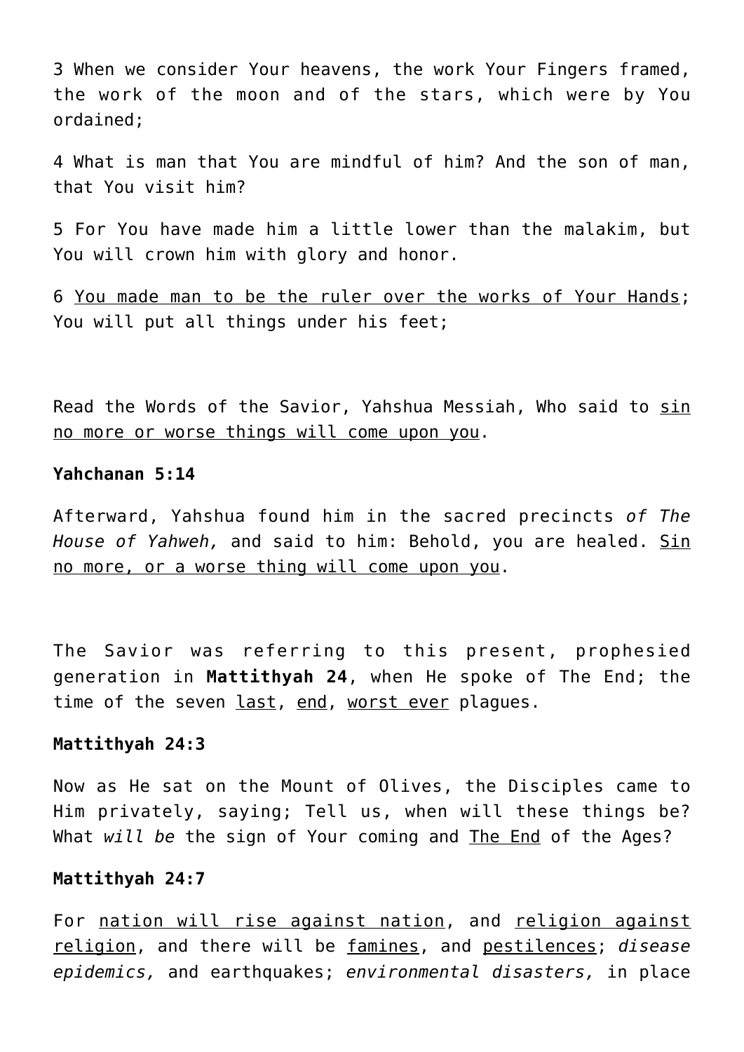3 When we consider Your heavens, the work Your Fingers framed, the work of the moon and of the stars, which were by You ordained;

4 What is man that You are mindful of him? And the son of man, that You visit him?

5 For You have made him a little lower than the malakim, but You will crown him with glory and honor.

6 <u>You made man to be the ruler over the works of Your Hands</u>; You will put all things under his feet;

Read the Words of the Savior, Yahshua Messiah, Who said to <u>sin no more or worse things will come upon you</u>.

**Yahchanan 5:14**

Afterward, Yahshua found him in the sacred precincts *of The House of Yahweh,* and said to him: Behold, you are healed. <u>Sin no more, or a worse thing will come upon you</u>.

The Savior was referring to this present, prophesied generation in **Mattithyah 24**, when He spoke of The End; the time of the seven <u>last</u>, <u>end</u>, <u>worst ever</u> plagues.

**Mattithyah 24:3**

Now as He sat on the Mount of Olives, the Disciples came to Him privately, saying; Tell us, when will these things be? What *will be* the sign of Your coming and <u>The End</u> of the Ages?

**Mattithyah 24:7**

For <u>nation will rise against nation</u>, and <u>religion against religion</u>, and there will be <u>famines</u>, and <u>pestilences</u>; *disease epidemics,* and earthquakes; *environmental disasters,* in place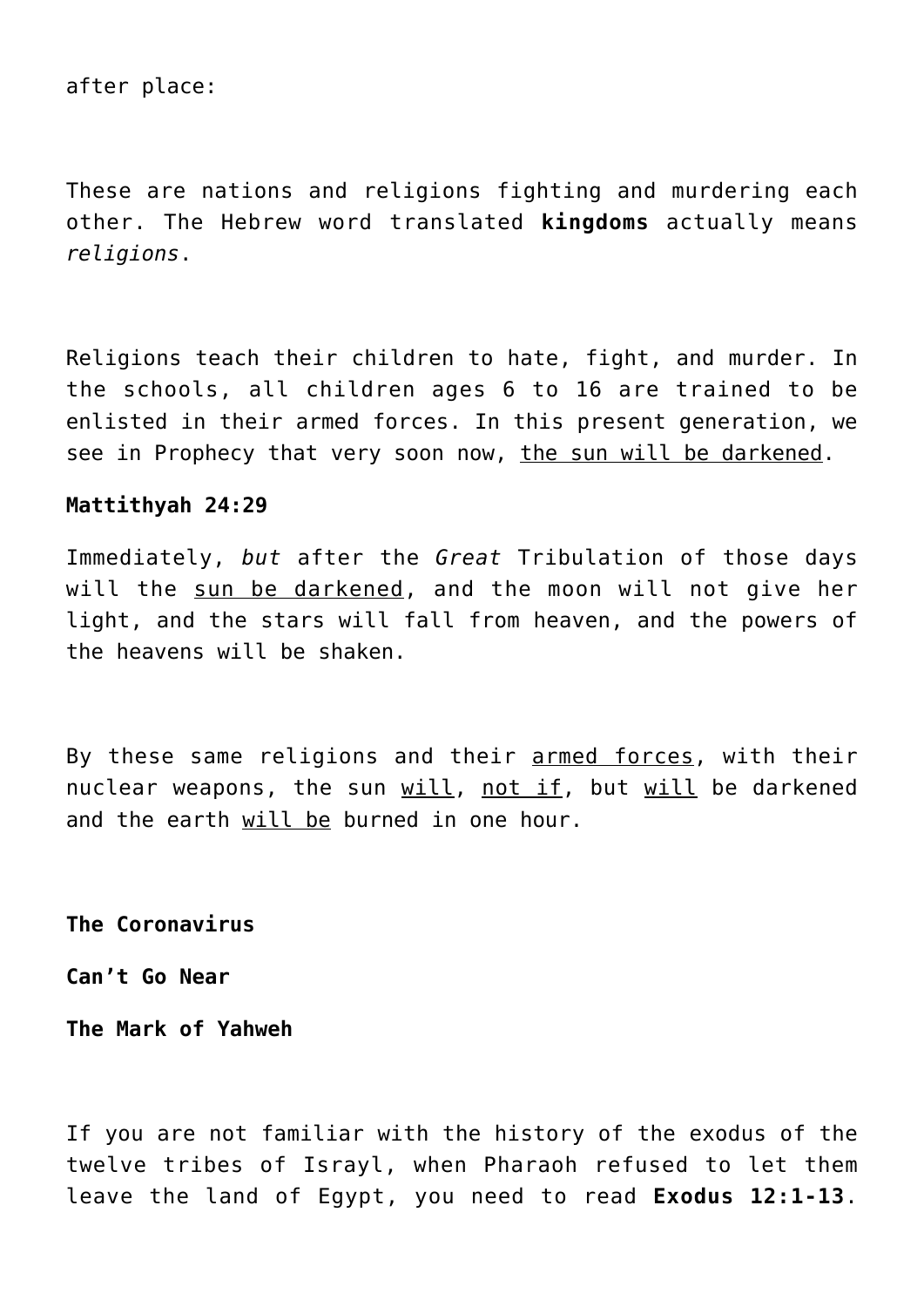after place:

These are nations and religions fighting and murdering each other. The Hebrew word translated **kingdoms** actually means *religions*.

Religions teach their children to hate, fight, and murder. In the schools, all children ages 6 to 16 are trained to be enlisted in their armed forces. In this present generation, we see in Prophecy that very soon now, <u>the sun will be darkened</u>.

**Mattithyah 24:29**

Immediately, *but* after the *Great* Tribulation of those days will the <u>sun be darkened</u>, and the moon will not give her light, and the stars will fall from heaven, and the powers of the heavens will be shaken.

By these same religions and their <u>armed forces</u>, with their nuclear weapons, the sun <u>will</u>, <u>not if</u>, but <u>will</u> be darkened and the earth <u>will be</u> burned in one hour.

**The Coronavirus**

**Can't Go Near**

**The Mark of Yahweh**

If you are not familiar with the history of the exodus of the twelve tribes of Israyl, when Pharaoh refused to let them leave the land of Egypt, you need to read **Exodus 12:1-13**.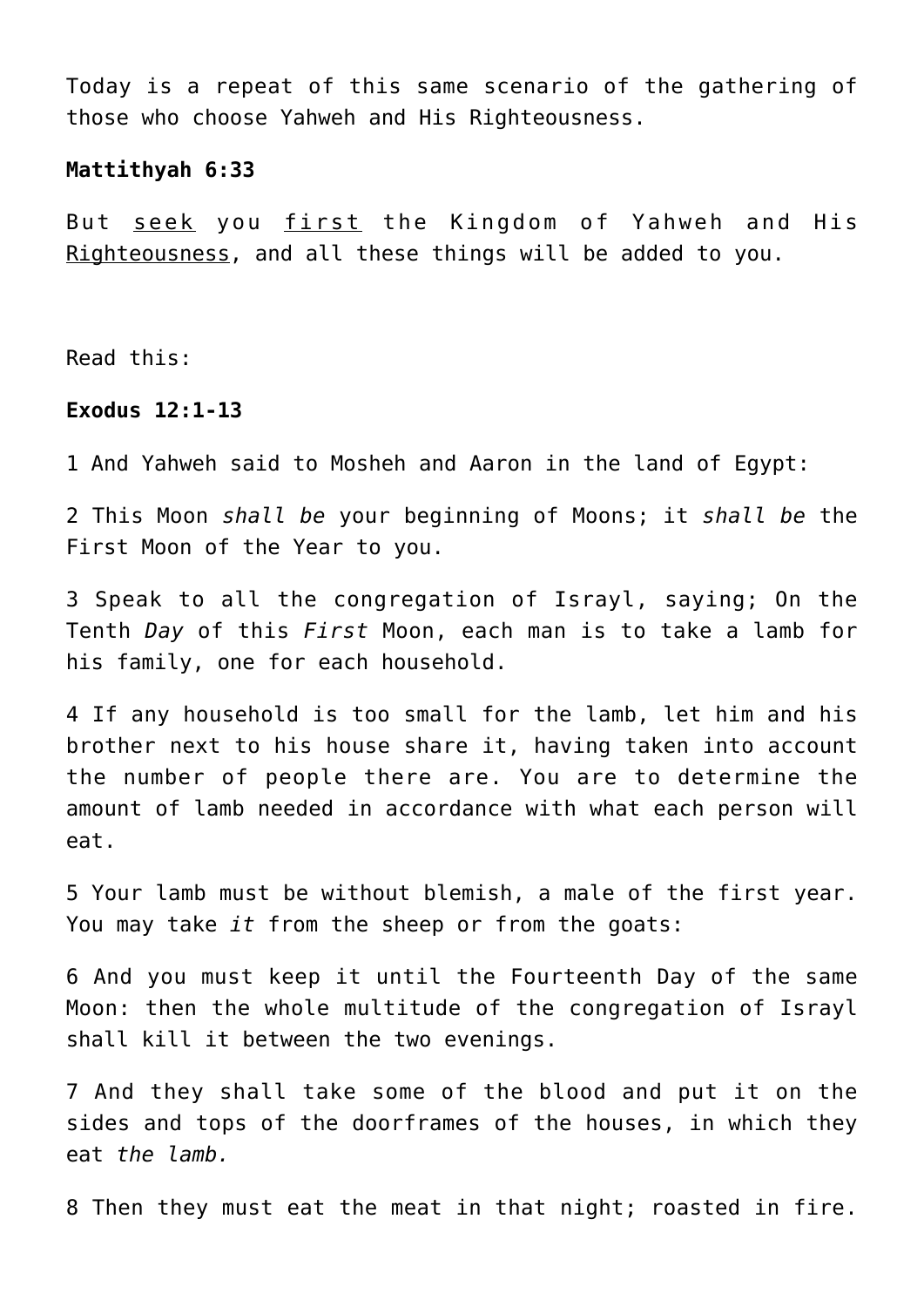Today is a repeat of this same scenario of the gathering of those who choose Yahweh and His Righteousness.

**Mattithyah 6:33**

But <u>seek</u> you <u>first</u> the Kingdom of Yahweh and His <u>Righteousness</u>, and all these things will be added to you.

Read this:

**Exodus 12:1-13**

1 And Yahweh said to Mosheh and Aaron in the land of Egypt:

2 This Moon *shall be* your beginning of Moons; it *shall be* the First Moon of the Year to you.

3 Speak to all the congregation of Israyl, saying; On the Tenth *Day* of this *First* Moon, each man is to take a lamb for his family, one for each household.

4 If any household is too small for the lamb, let him and his brother next to his house share it, having taken into account the number of people there are. You are to determine the amount of lamb needed in accordance with what each person will eat.

5 Your lamb must be without blemish, a male of the first year. You may take *it* from the sheep or from the goats:

6 And you must keep it until the Fourteenth Day of the same Moon: then the whole multitude of the congregation of Israyl shall kill it between the two evenings.

7 And they shall take some of the blood and put it on the sides and tops of the doorframes of the houses, in which they eat *the lamb.*

8 Then they must eat the meat in that night; roasted in fire.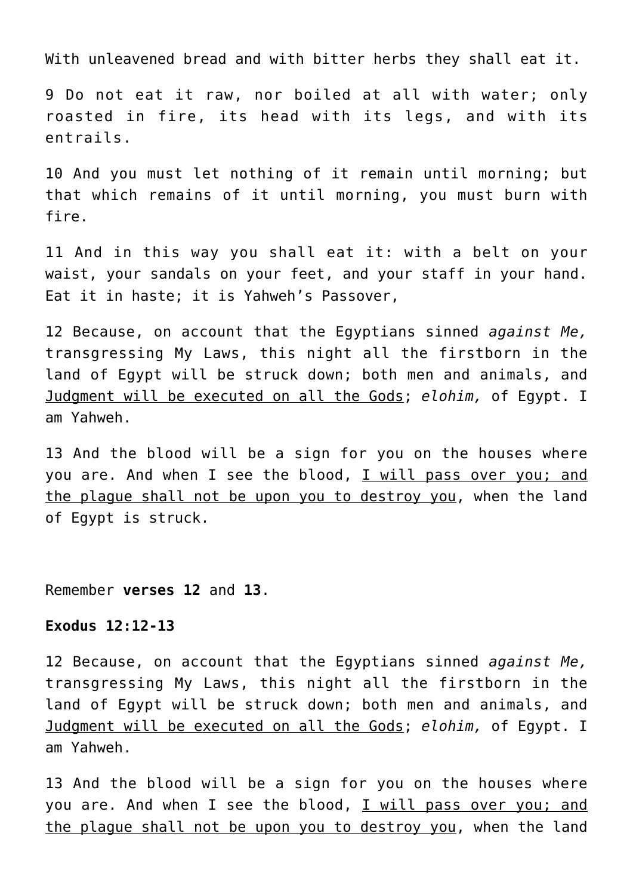With unleavened bread and with bitter herbs they shall eat it.

9 Do not eat it raw, nor boiled at all with water; only roasted in fire, its head with its legs, and with its entrails.

10 And you must let nothing of it remain until morning; but that which remains of it until morning, you must burn with fire.

11 And in this way you shall eat it: with a belt on your waist, your sandals on your feet, and your staff in your hand. Eat it in haste; it is Yahweh's Passover,

12 Because, on account that the Egyptians sinned *against Me,* transgressing My Laws, this night all the firstborn in the land of Egypt will be struck down; both men and animals, and <u>Judgment will be executed on all the Gods</u>; *elohim,* of Egypt. I am Yahweh.

13 And the blood will be a sign for you on the houses where you are. And when I see the blood, <u>I will pass over you; and the plague shall not be upon you to destroy you</u>, when the land of Egypt is struck.

Remember **verses 12** and **13**.

**Exodus 12:12-13**

12 Because, on account that the Egyptians sinned *against Me,* transgressing My Laws, this night all the firstborn in the land of Egypt will be struck down; both men and animals, and <u>Judgment will be executed on all the Gods</u>; *elohim,* of Egypt. I am Yahweh.

13 And the blood will be a sign for you on the houses where you are. And when I see the blood, <u>I will pass over you; and the plague shall not be upon you to destroy you</u>, when the land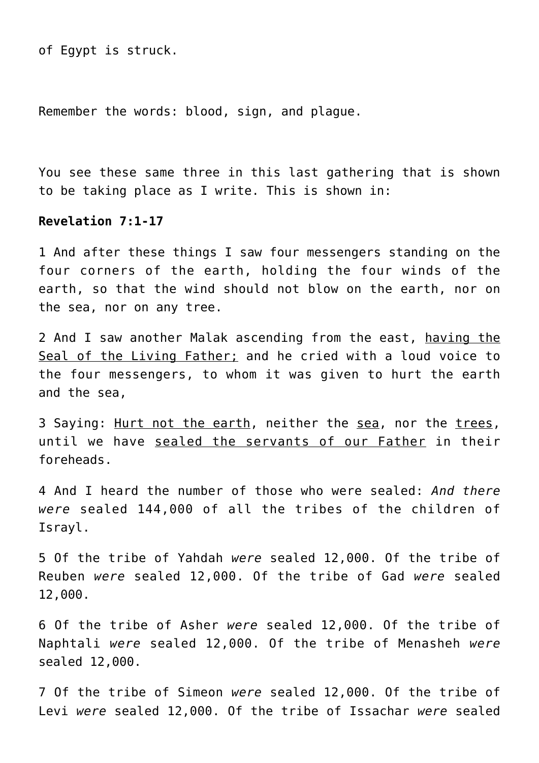of Egypt is struck.

Remember the words: blood, sign, and plague.

You see these same three in this last gathering that is shown to be taking place as I write. This is shown in:

**Revelation 7:1-17**

1 And after these things I saw four messengers standing on the four corners of the earth, holding the four winds of the earth, so that the wind should not blow on the earth, nor on the sea, nor on any tree.

2 And I saw another Malak ascending from the east, <u>having the Seal of the Living Father;</u> and he cried with a loud voice to the four messengers, to whom it was given to hurt the earth and the sea,

3 Saying: <u>Hurt not the earth</u>, neither the <u>sea</u>, nor the <u>trees</u>, until we have <u>sealed the servants of our Father</u> in their foreheads.

4 And I heard the number of those who were sealed: *And there were* sealed 144,000 of all the tribes of the children of Israyl.

5 Of the tribe of Yahdah *were* sealed 12,000. Of the tribe of Reuben *were* sealed 12,000. Of the tribe of Gad *were* sealed 12,000.

6 Of the tribe of Asher *were* sealed 12,000. Of the tribe of Naphtali *were* sealed 12,000. Of the tribe of Menasheh *were* sealed 12,000.

7 Of the tribe of Simeon *were* sealed 12,000. Of the tribe of Levi *were* sealed 12,000. Of the tribe of Issachar *were* sealed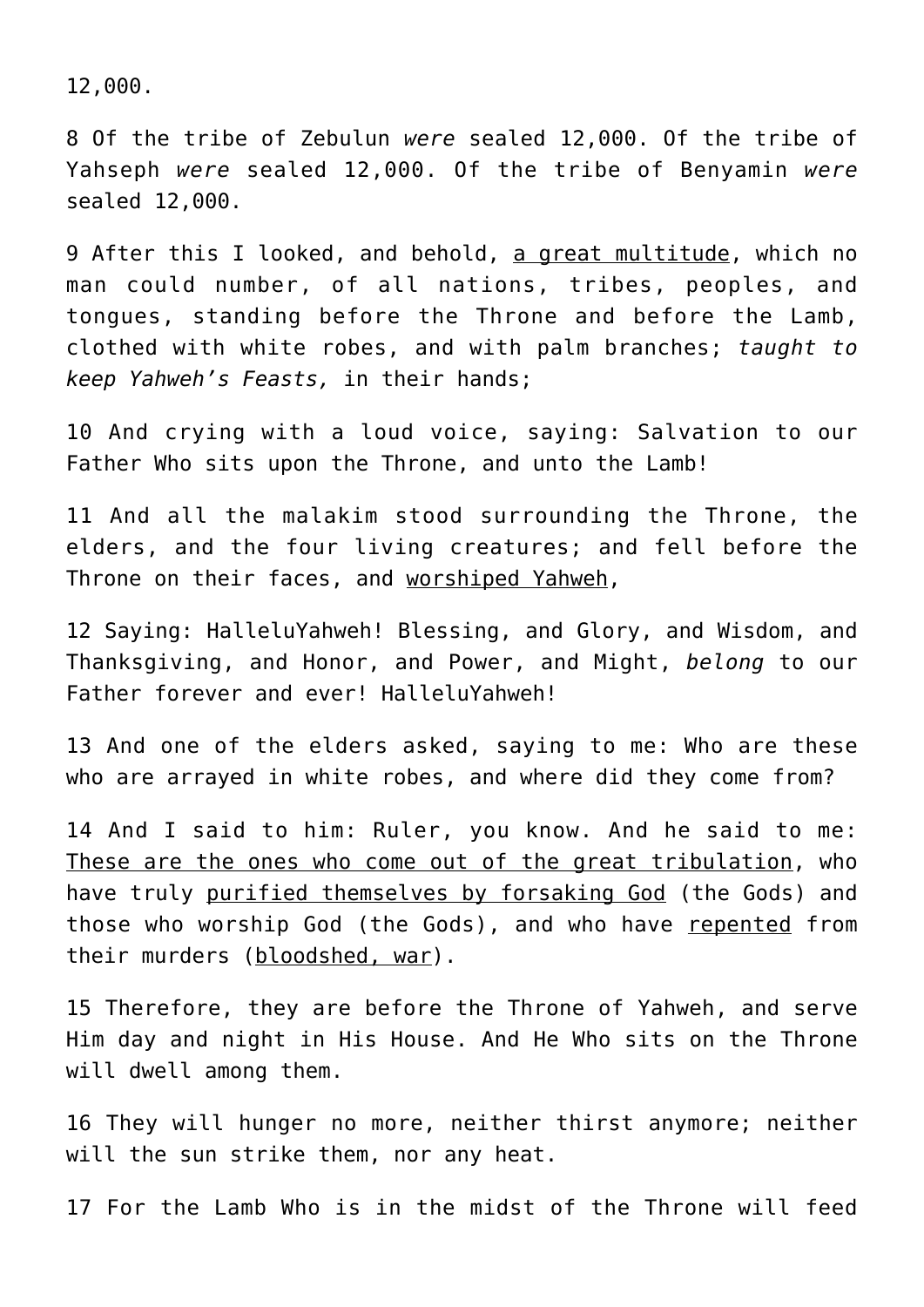12,000.

8 Of the tribe of Zebulun *were* sealed 12,000. Of the tribe of Yahseph *were* sealed 12,000. Of the tribe of Benyamin *were* sealed 12,000.

9 After this I looked, and behold, <u>a great multitude</u>, which no man could number, of all nations, tribes, peoples, and tongues, standing before the Throne and before the Lamb, clothed with white robes, and with palm branches; *taught to keep Yahweh's Feasts,* in their hands;

10 And crying with a loud voice, saying: Salvation to our Father Who sits upon the Throne, and unto the Lamb!

11 And all the malakim stood surrounding the Throne, the elders, and the four living creatures; and fell before the Throne on their faces, and <u>worshiped Yahweh</u>,

12 Saying: HalleluYahweh! Blessing, and Glory, and Wisdom, and Thanksgiving, and Honor, and Power, and Might, *belong* to our Father forever and ever! HalleluYahweh!

13 And one of the elders asked, saying to me: Who are these who are arrayed in white robes, and where did they come from?

14 And I said to him: Ruler, you know. And he said to me: <u>These are the ones who come out of the great tribulation</u>, who have truly <u>purified themselves by forsaking God</u> (the Gods) and those who worship God (the Gods), and who have <u>repented</u> from their murders (<u>bloodshed, war</u>).

15 Therefore, they are before the Throne of Yahweh, and serve Him day and night in His House. And He Who sits on the Throne will dwell among them.

16 They will hunger no more, neither thirst anymore; neither will the sun strike them, nor any heat.

17 For the Lamb Who is in the midst of the Throne will feed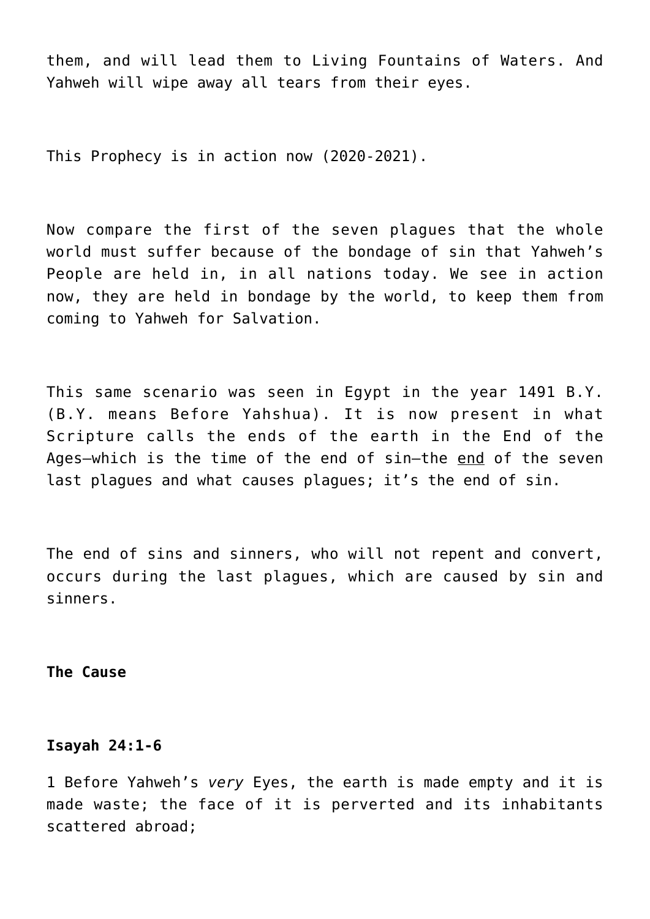them, and will lead them to Living Fountains of Waters. And Yahweh will wipe away all tears from their eyes.

This Prophecy is in action now (2020-2021).

Now compare the first of the seven plagues that the whole world must suffer because of the bondage of sin that Yahweh's People are held in, in all nations today. We see in action now, they are held in bondage by the world, to keep them from coming to Yahweh for Salvation.

This same scenario was seen in Egypt in the year 1491 B.Y. (B.Y. means Before Yahshua). It is now present in what Scripture calls the ends of the earth in the End of the Ages—which is the time of the end of sin—the <u>end</u> of the seven last plagues and what causes plagues; it's the end of sin.

The end of sins and sinners, who will not repent and convert, occurs during the last plagues, which are caused by sin and sinners.

**The Cause**

**Isayah 24:1-6**

1 Before Yahweh's *very* Eyes, the earth is made empty and it is made waste; the face of it is perverted and its inhabitants scattered abroad;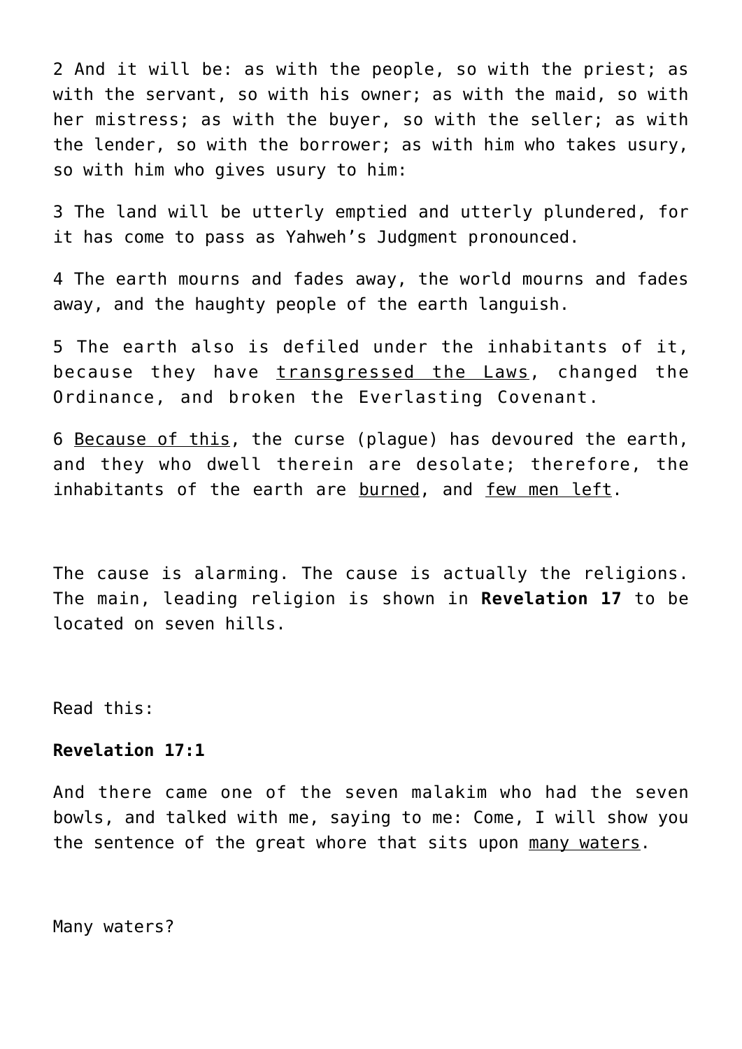2 And it will be: as with the people, so with the priest; as with the servant, so with his owner; as with the maid, so with her mistress; as with the buyer, so with the seller; as with the lender, so with the borrower; as with him who takes usury, so with him who gives usury to him:

3 The land will be utterly emptied and utterly plundered, for it has come to pass as Yahweh's Judgment pronounced.

4 The earth mourns and fades away, the world mourns and fades away, and the haughty people of the earth languish.

5 The earth also is defiled under the inhabitants of it, because they have transgressed the Laws, changed the Ordinance, and broken the Everlasting Covenant.

6 Because of this, the curse (plague) has devoured the earth, and they who dwell therein are desolate; therefore, the inhabitants of the earth are burned, and few men left.

The cause is alarming. The cause is actually the religions. The main, leading religion is shown in **Revelation 17** to be located on seven hills.

Read this:

**Revelation 17:1**

And there came one of the seven malakim who had the seven bowls, and talked with me, saying to me: Come, I will show you the sentence of the great whore that sits upon many waters.

Many waters?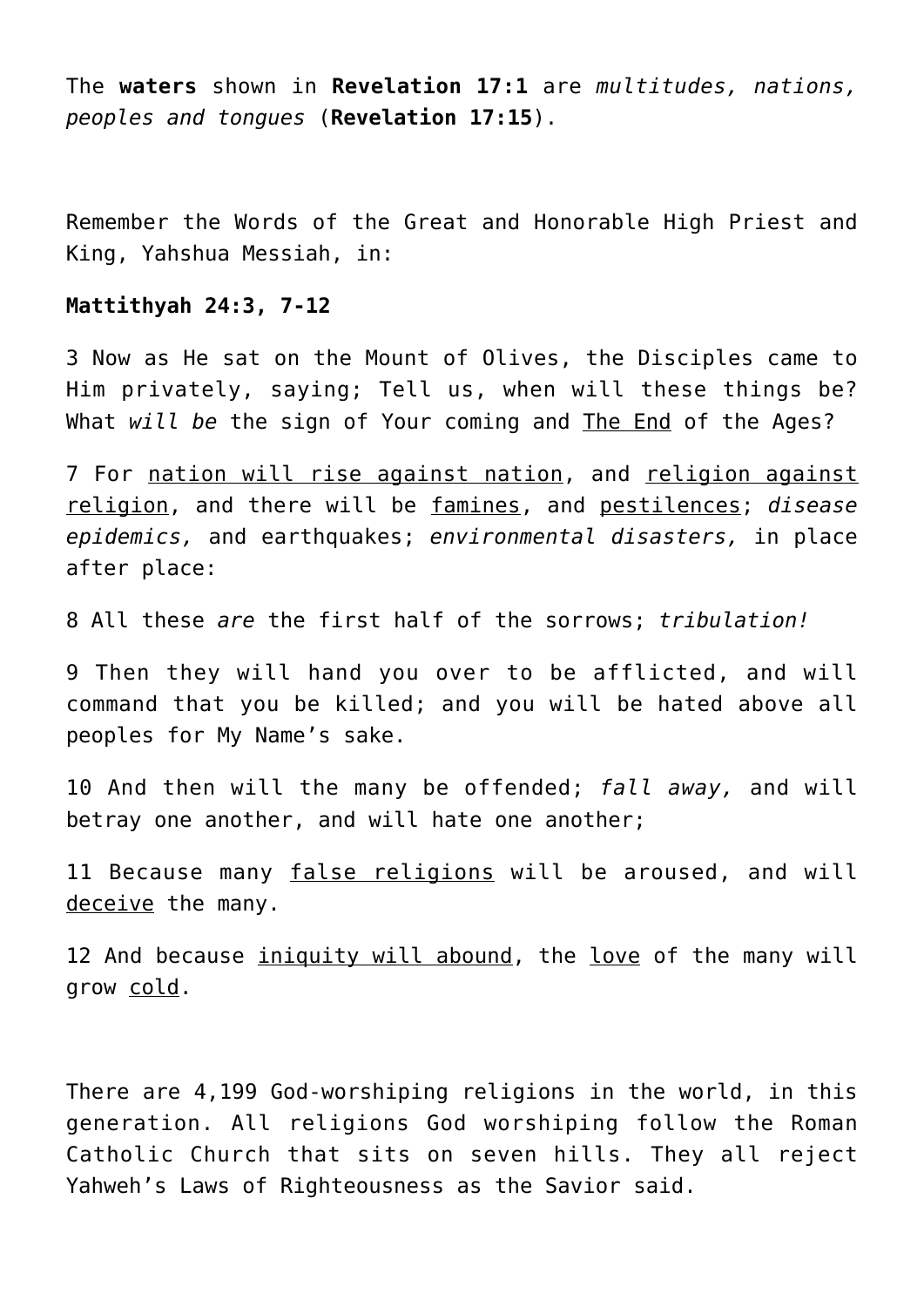The **waters** shown in **Revelation 17:1** are *multitudes, nations, peoples and tongues* (**Revelation 17:15**).

Remember the Words of the Great and Honorable High Priest and King, Yahshua Messiah, in:

**Mattithyah 24:3, 7-12**

3 Now as He sat on the Mount of Olives, the Disciples came to Him privately, saying; Tell us, when will these things be? What *will be* the sign of Your coming and <u>The End</u> of the Ages?

7 For <u>nation will rise against nation</u>, and <u>religion against religion</u>, and there will be <u>famines</u>, and <u>pestilences</u>; *disease epidemics,* and earthquakes; *environmental disasters,* in place after place:

8 All these *are* the first half of the sorrows; *tribulation!*

9 Then they will hand you over to be afflicted, and will command that you be killed; and you will be hated above all peoples for My Name's sake.

10 And then will the many be offended; *fall away,* and will betray one another, and will hate one another;

11 Because many <u>false religions</u> will be aroused, and will <u>deceive</u> the many.

12 And because <u>iniquity will abound</u>, the <u>love</u> of the many will grow <u>cold</u>.

There are 4,199 God-worshiping religions in the world, in this generation. All religions God worshiping follow the Roman Catholic Church that sits on seven hills. They all reject Yahweh's Laws of Righteousness as the Savior said.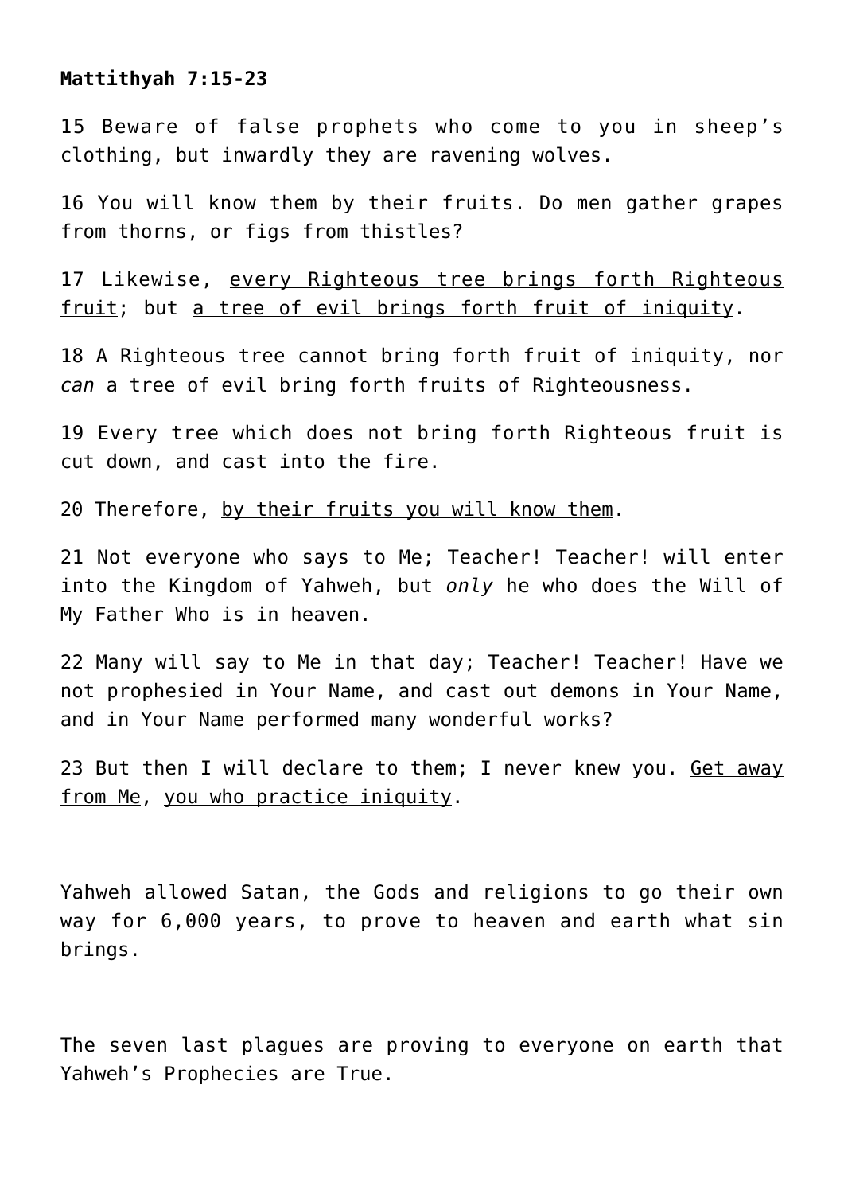**Mattithyah 7:15-23**

15 <u>Beware of false prophets</u> who come to you in sheep's clothing, but inwardly they are ravening wolves.

16 You will know them by their fruits. Do men gather grapes from thorns, or figs from thistles?

17 Likewise, <u>every Righteous tree brings forth Righteous fruit</u>; but <u>a tree of evil brings forth fruit of iniquity</u>.

18 A Righteous tree cannot bring forth fruit of iniquity, nor *can* a tree of evil bring forth fruits of Righteousness.

19 Every tree which does not bring forth Righteous fruit is cut down, and cast into the fire.

20 Therefore, <u>by their fruits you will know them</u>.

21 Not everyone who says to Me; Teacher! Teacher! will enter into the Kingdom of Yahweh, but *only* he who does the Will of My Father Who is in heaven.

22 Many will say to Me in that day; Teacher! Teacher! Have we not prophesied in Your Name, and cast out demons in Your Name, and in Your Name performed many wonderful works?

23 But then I will declare to them; I never knew you. <u>Get away from Me</u>, <u>you who practice iniquity</u>.

Yahweh allowed Satan, the Gods and religions to go their own way for 6,000 years, to prove to heaven and earth what sin brings.

The seven last plagues are proving to everyone on earth that Yahweh's Prophecies are True.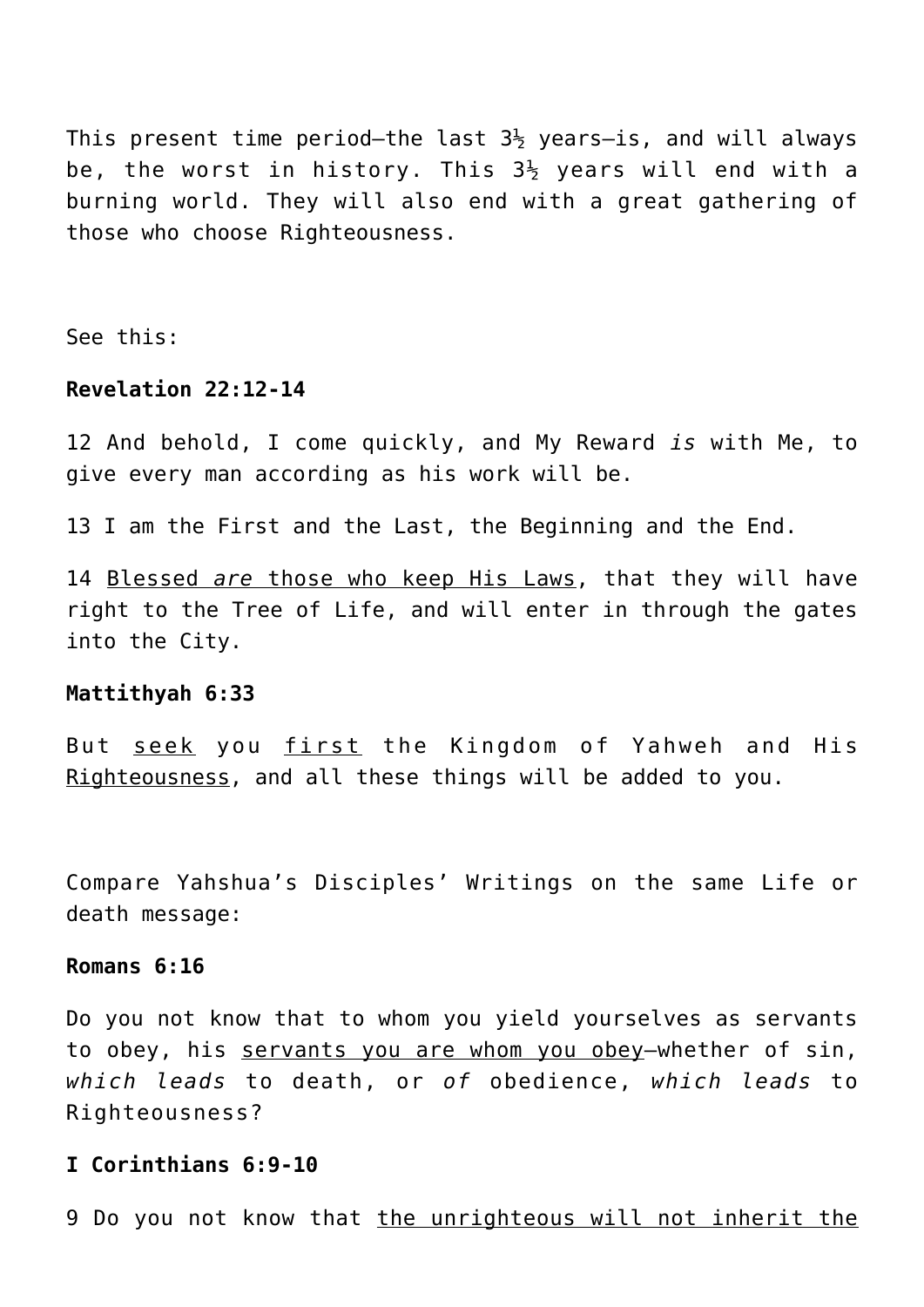This present time period—the last 3½ years—is, and will always be, the worst in history. This 3½ years will end with a burning world. They will also end with a great gathering of those who choose Righteousness.

See this:

**Revelation 22:12-14**

12 And behold, I come quickly, and My Reward *is* with Me, to give every man according as his work will be.

13 I am the First and the Last, the Beginning and the End.

14 Blessed *are* those who keep His Laws, that they will have right to the Tree of Life, and will enter in through the gates into the City.

**Mattithyah 6:33**

But seek you first the Kingdom of Yahweh and His Righteousness, and all these things will be added to you.

Compare Yahshua's Disciples' Writings on the same Life or death message:

**Romans 6:16**

Do you not know that to whom you yield yourselves as servants to obey, his servants you are whom you obey—whether of sin, *which leads* to death, or *of* obedience, *which leads* to Righteousness?

**I Corinthians 6:9-10**

9 Do you not know that the unrighteous will not inherit the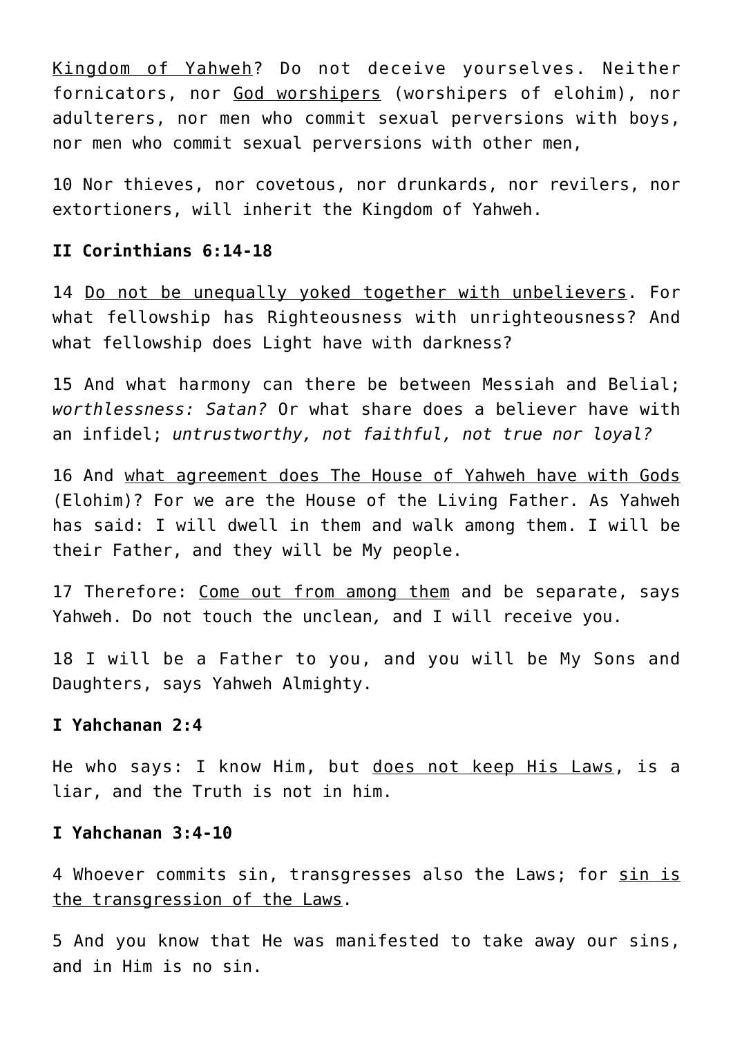Kingdom of Yahweh? Do not deceive yourselves. Neither fornicators, nor God worshipers (worshipers of elohim), nor adulterers, nor men who commit sexual perversions with boys, nor men who commit sexual perversions with other men,

10 Nor thieves, nor covetous, nor drunkards, nor revilers, nor extortioners, will inherit the Kingdom of Yahweh.

**II Corinthians 6:14-18**

14 Do not be unequally yoked together with unbelievers. For what fellowship has Righteousness with unrighteousness? And what fellowship does Light have with darkness?

15 And what harmony can there be between Messiah and Belial; *worthlessness: Satan?* Or what share does a believer have with an infidel; *untrustworthy, not faithful, not true nor loyal?*

16 And what agreement does The House of Yahweh have with Gods (Elohim)? For we are the House of the Living Father. As Yahweh has said: I will dwell in them and walk among them. I will be their Father, and they will be My people.

17 Therefore: Come out from among them and be separate, says Yahweh. Do not touch the unclean, and I will receive you.

18 I will be a Father to you, and you will be My Sons and Daughters, says Yahweh Almighty.

**I Yahchanan 2:4**

He who says: I know Him, but does not keep His Laws, is a liar, and the Truth is not in him.

**I Yahchanan 3:4-10**

4 Whoever commits sin, transgresses also the Laws; for sin is the transgression of the Laws.

5 And you know that He was manifested to take away our sins, and in Him is no sin.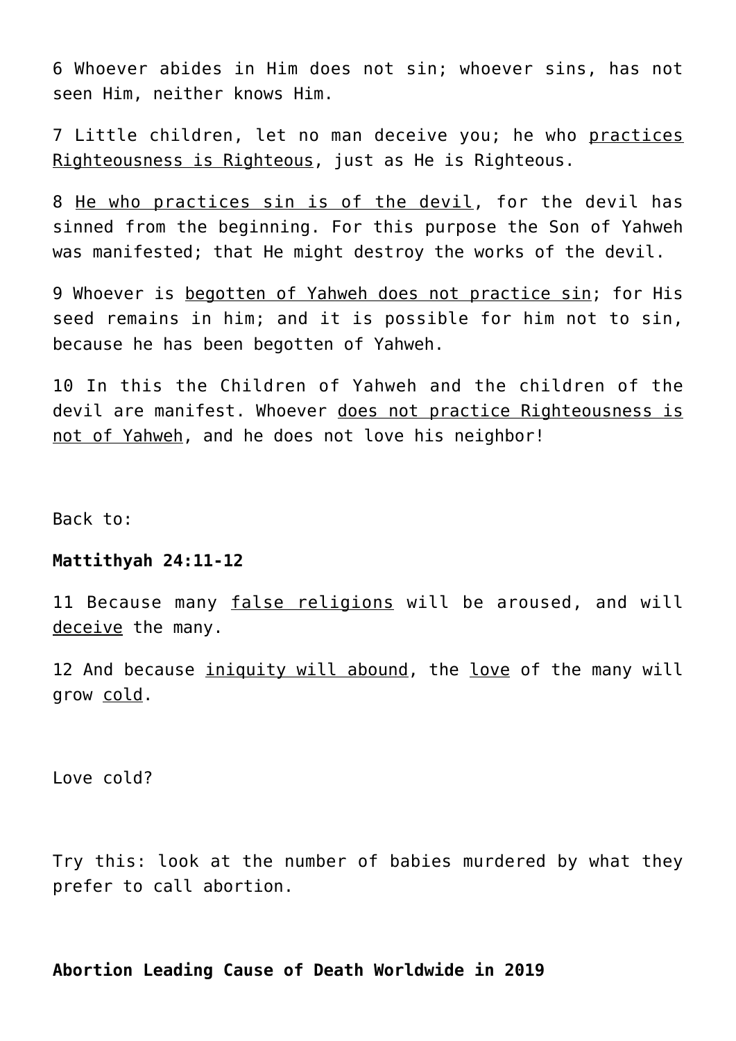6 Whoever abides in Him does not sin; whoever sins, has not seen Him, neither knows Him.

7 Little children, let no man deceive you; he who practices Righteousness is Righteous, just as He is Righteous.

8 He who practices sin is of the devil, for the devil has sinned from the beginning. For this purpose the Son of Yahweh was manifested; that He might destroy the works of the devil.

9 Whoever is begotten of Yahweh does not practice sin; for His seed remains in him; and it is possible for him not to sin, because he has been begotten of Yahweh.

10 In this the Children of Yahweh and the children of the devil are manifest. Whoever does not practice Righteousness is not of Yahweh, and he does not love his neighbor!

Back to:

**Mattithyah 24:11-12**

11 Because many false religions will be aroused, and will deceive the many.

12 And because iniquity will abound, the love of the many will grow cold.

Love cold?

Try this: look at the number of babies murdered by what they prefer to call abortion.

**Abortion Leading Cause of Death Worldwide in 2019**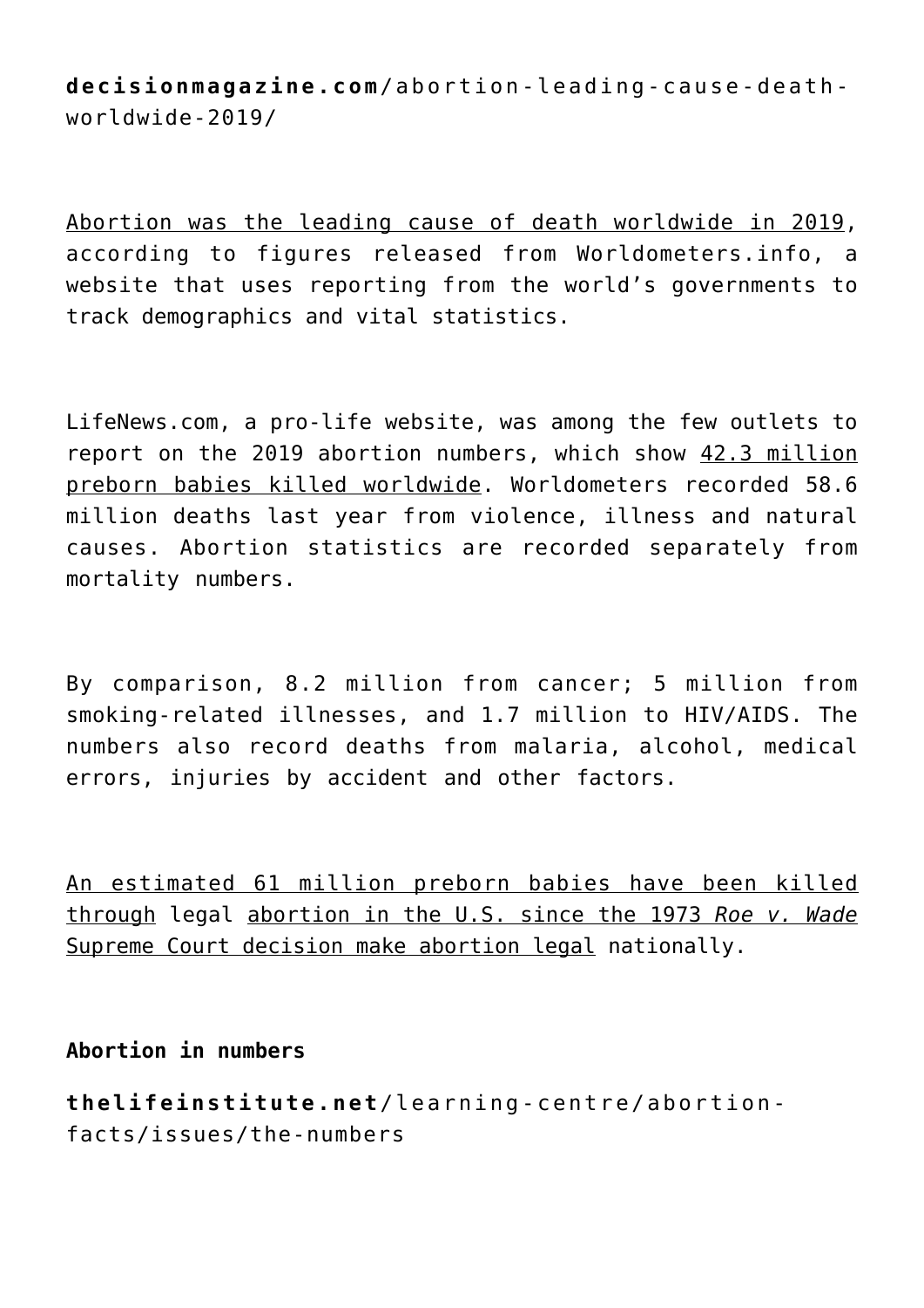**decisionmagazine.com**/abortion-leading-cause-death-worldwide-2019/

Abortion was the leading cause of death worldwide in 2019, according to figures released from Worldometers.info, a website that uses reporting from the world's governments to track demographics and vital statistics.

LifeNews.com, a pro-life website, was among the few outlets to report on the 2019 abortion numbers, which show 42.3 million preborn babies killed worldwide. Worldometers recorded 58.6 million deaths last year from violence, illness and natural causes. Abortion statistics are recorded separately from mortality numbers.

By comparison, 8.2 million from cancer; 5 million from smoking-related illnesses, and 1.7 million to HIV/AIDS. The numbers also record deaths from malaria, alcohol, medical errors, injuries by accident and other factors.

An estimated 61 million preborn babies have been killed through legal abortion in the U.S. since the 1973 *Roe v. Wade* Supreme Court decision make abortion legal nationally.

**Abortion in numbers**

**thelifeinstitute.net**/learning-centre/abortion-facts/issues/the-numbers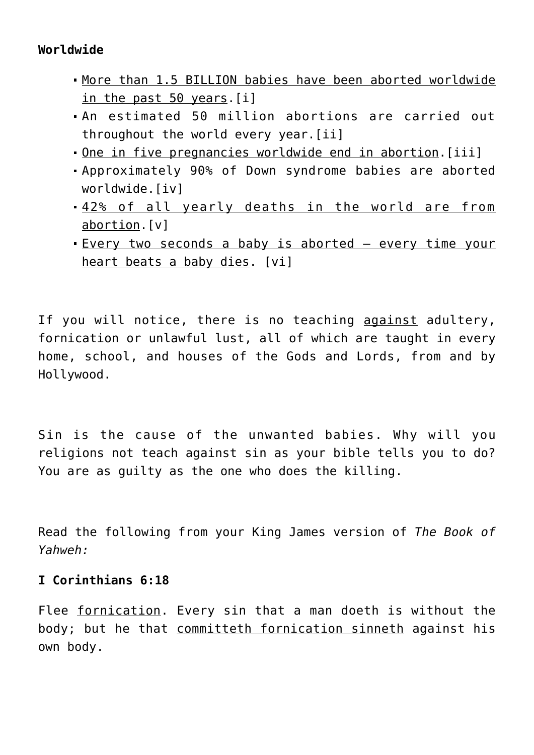**Worldwide**

- More than 1.5 BILLION babies have been aborted worldwide in the past 50 years.[i]
- An estimated 50 million abortions are carried out throughout the world every year.[ii]
- One in five pregnancies worldwide end in abortion.[iii]
- Approximately 90% of Down syndrome babies are aborted worldwide.[iv]
- 42% of all yearly deaths in the world are from abortion.[v]
- Every two seconds a baby is aborted – every time your heart beats a baby dies. [vi]

If you will notice, there is no teaching against adultery, fornication or unlawful lust, all of which are taught in every home, school, and houses of the Gods and Lords, from and by Hollywood.

Sin is the cause of the unwanted babies. Why will you religions not teach against sin as your bible tells you to do? You are as guilty as the one who does the killing.

Read the following from your King James version of *The Book of Yahweh:*

**I Corinthians 6:18**

Flee fornication. Every sin that a man doeth is without the body; but he that committeth fornication sinneth against his own body.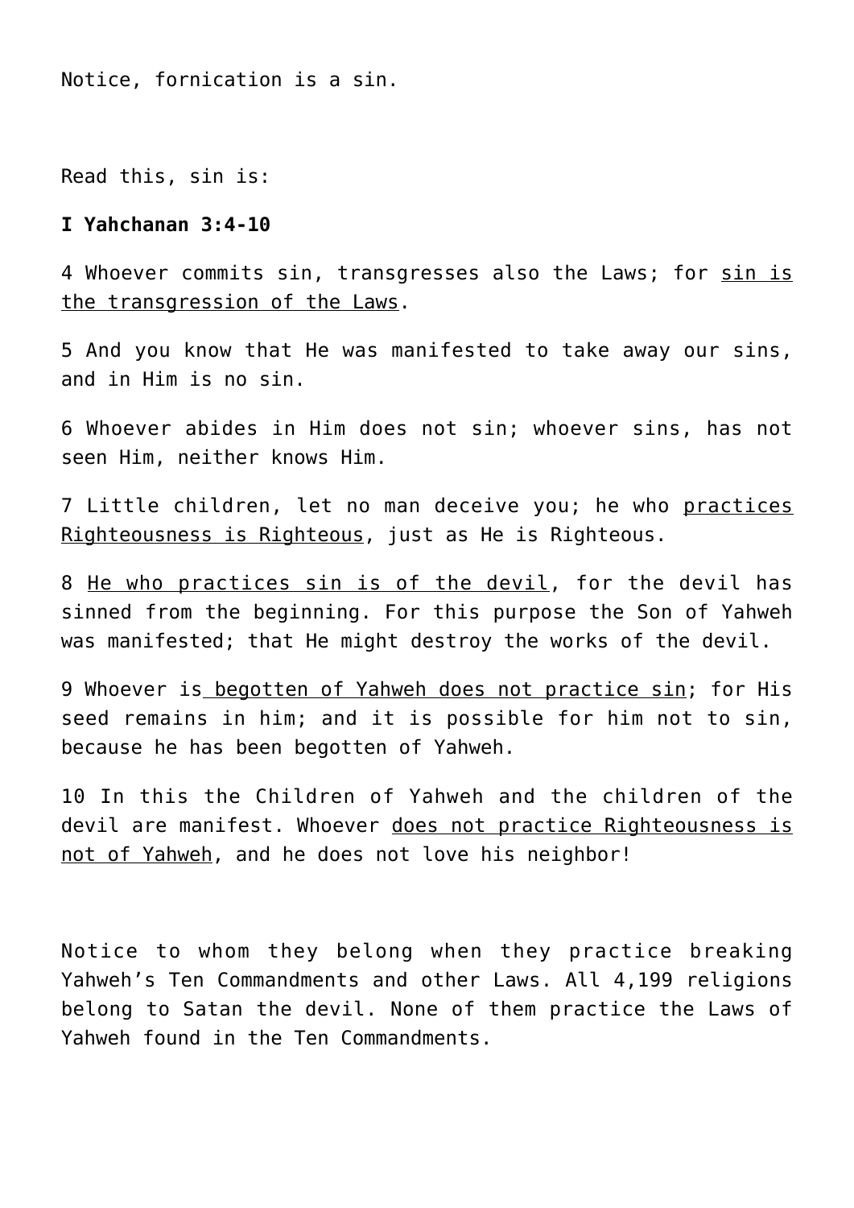Notice, fornication is a sin.

Read this, sin is:

**I Yahchanan 3:4-10**

4 Whoever commits sin, transgresses also the Laws; for <u>sin is the transgression of the Laws</u>.

5 And you know that He was manifested to take away our sins, and in Him is no sin.

6 Whoever abides in Him does not sin; whoever sins, has not seen Him, neither knows Him.

7 Little children, let no man deceive you; he who <u>practices Righteousness is Righteous</u>, just as He is Righteous.

8 <u>He who practices sin is of the devil</u>, for the devil has sinned from the beginning. For this purpose the Son of Yahweh was manifested; that He might destroy the works of the devil.

9 Whoever is <u>begotten of Yahweh does not practice sin</u>; for His seed remains in him; and it is possible for him not to sin, because he has been begotten of Yahweh.

10 In this the Children of Yahweh and the children of the devil are manifest. Whoever <u>does not practice Righteousness is not of Yahweh</u>, and he does not love his neighbor!

Notice to whom they belong when they practice breaking Yahweh's Ten Commandments and other Laws. All 4,199 religions belong to Satan the devil. None of them practice the Laws of Yahweh found in the Ten Commandments.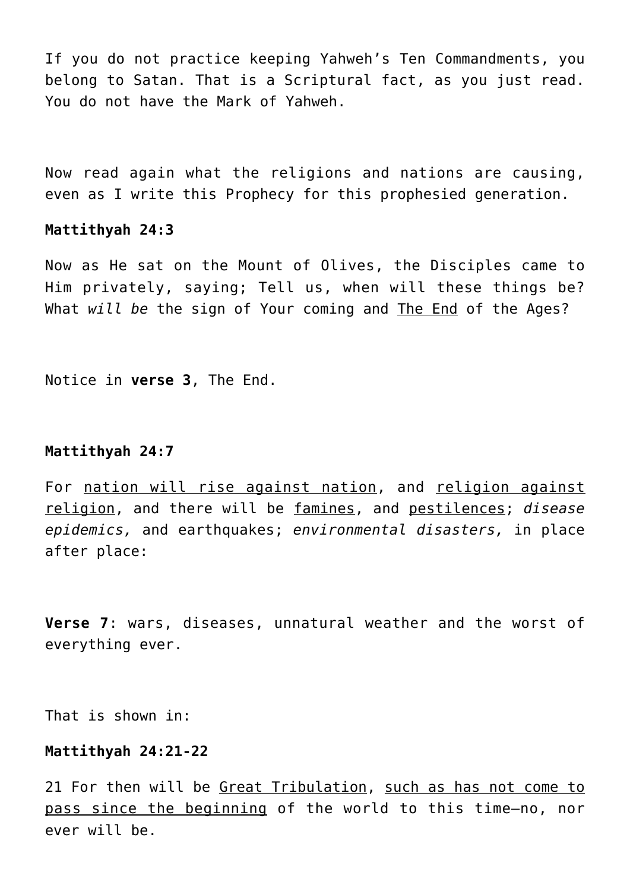If you do not practice keeping Yahweh's Ten Commandments, you belong to Satan. That is a Scriptural fact, as you just read. You do not have the Mark of Yahweh.

Now read again what the religions and nations are causing, even as I write this Prophecy for this prophesied generation.

**Mattithyah 24:3**

Now as He sat on the Mount of Olives, the Disciples came to Him privately, saying; Tell us, when will these things be? What *will be* the sign of Your coming and <u>The End</u> of the Ages?

Notice in **verse 3**, The End.

**Mattithyah 24:7**

For <u>nation will rise against nation</u>, and <u>religion against religion</u>, and there will be <u>famines</u>, and <u>pestilences</u>; *disease epidemics,* and earthquakes; *environmental disasters,* in place after place:

**Verse 7**: wars, diseases, unnatural weather and the worst of everything ever.

That is shown in:

**Mattithyah 24:21-22**

21 For then will be <u>Great Tribulation</u>, <u>such as has not come to pass since the beginning</u> of the world to this time—no, nor ever will be.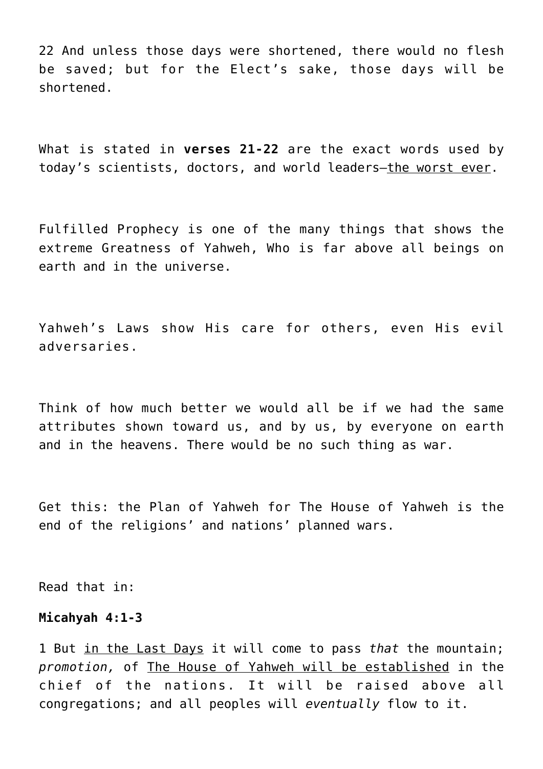22 And unless those days were shortened, there would no flesh be saved; but for the Elect's sake, those days will be shortened.

What is stated in **verses 21-22** are the exact words used by today's scientists, doctors, and world leaders—<u>the worst ever</u>.

Fulfilled Prophecy is one of the many things that shows the extreme Greatness of Yahweh, Who is far above all beings on earth and in the universe.

Yahweh's Laws show His care for others, even His evil adversaries.

Think of how much better we would all be if we had the same attributes shown toward us, and by us, by everyone on earth and in the heavens. There would be no such thing as war.

Get this: the Plan of Yahweh for The House of Yahweh is the end of the religions' and nations' planned wars.

Read that in:

**Micahyah 4:1-3**

1 But <u>in the Last Days</u> it will come to pass *that* the mountain; *promotion,* of <u>The House of Yahweh will be established</u> in the chief of the nations. It will be raised above all congregations; and all peoples will *eventually* flow to it.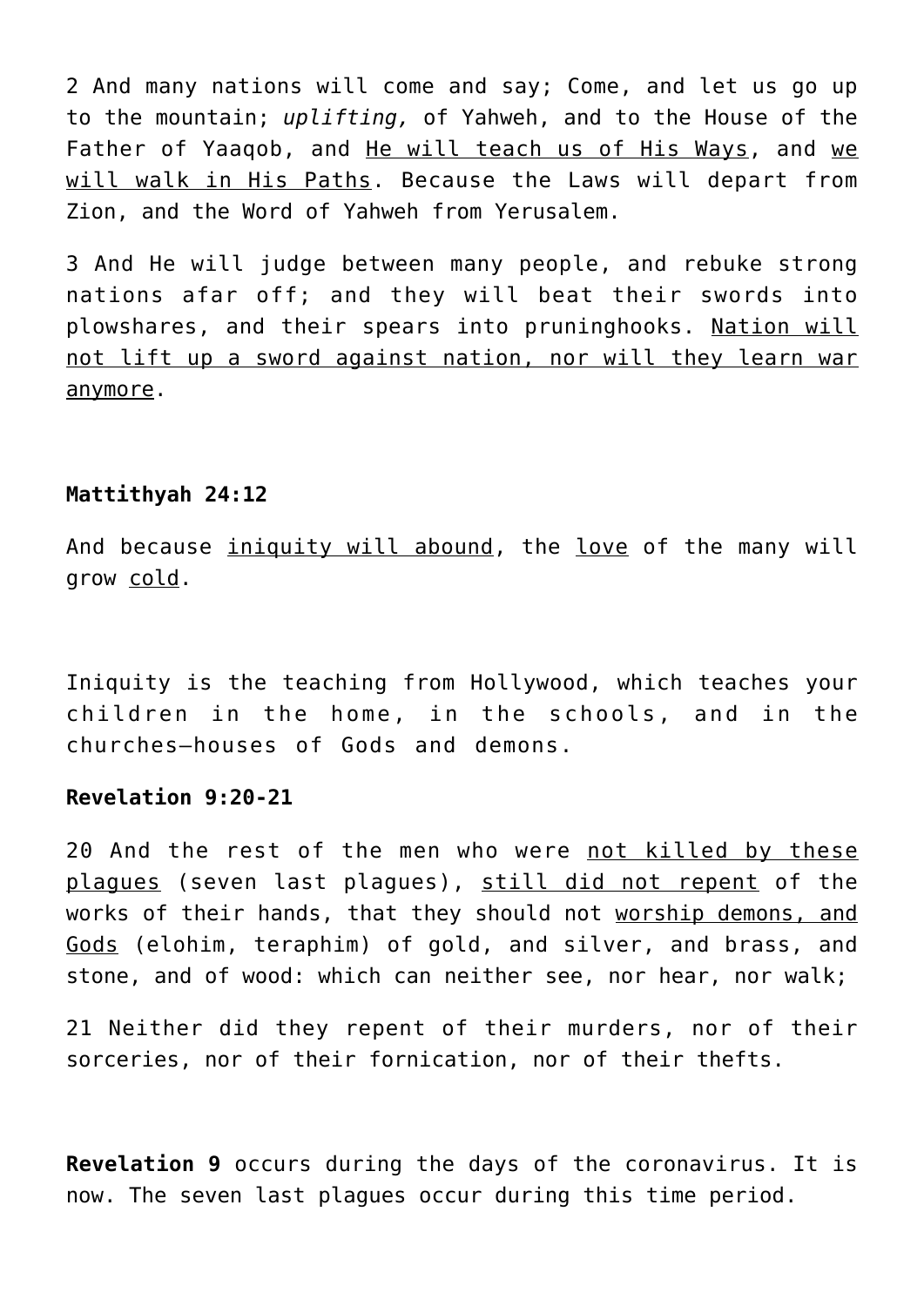2 And many nations will come and say; Come, and let us go up to the mountain; *uplifting,* of Yahweh, and to the House of the Father of Yaaqob, and <u>He will teach us of His Ways</u>, and <u>we will walk in His Paths</u>. Because the Laws will depart from Zion, and the Word of Yahweh from Yerusalem.

3 And He will judge between many people, and rebuke strong nations afar off; and they will beat their swords into plowshares, and their spears into pruninghooks. <u>Nation will not lift up a sword against nation, nor will they learn war anymore</u>.

**Mattithyah 24:12**

And because <u>iniquity will abound</u>, the <u>love</u> of the many will grow <u>cold</u>.

Iniquity is the teaching from Hollywood, which teaches your children in the home, in the schools, and in the churches—houses of Gods and demons.

**Revelation 9:20-21**

20 And the rest of the men who were <u>not killed by these plagues</u> (seven last plagues), <u>still did not repent</u> of the works of their hands, that they should not <u>worship demons, and Gods</u> (elohim, teraphim) of gold, and silver, and brass, and stone, and of wood: which can neither see, nor hear, nor walk;

21 Neither did they repent of their murders, nor of their sorceries, nor of their fornication, nor of their thefts.

**Revelation 9** occurs during the days of the coronavirus. It is now. The seven last plagues occur during this time period.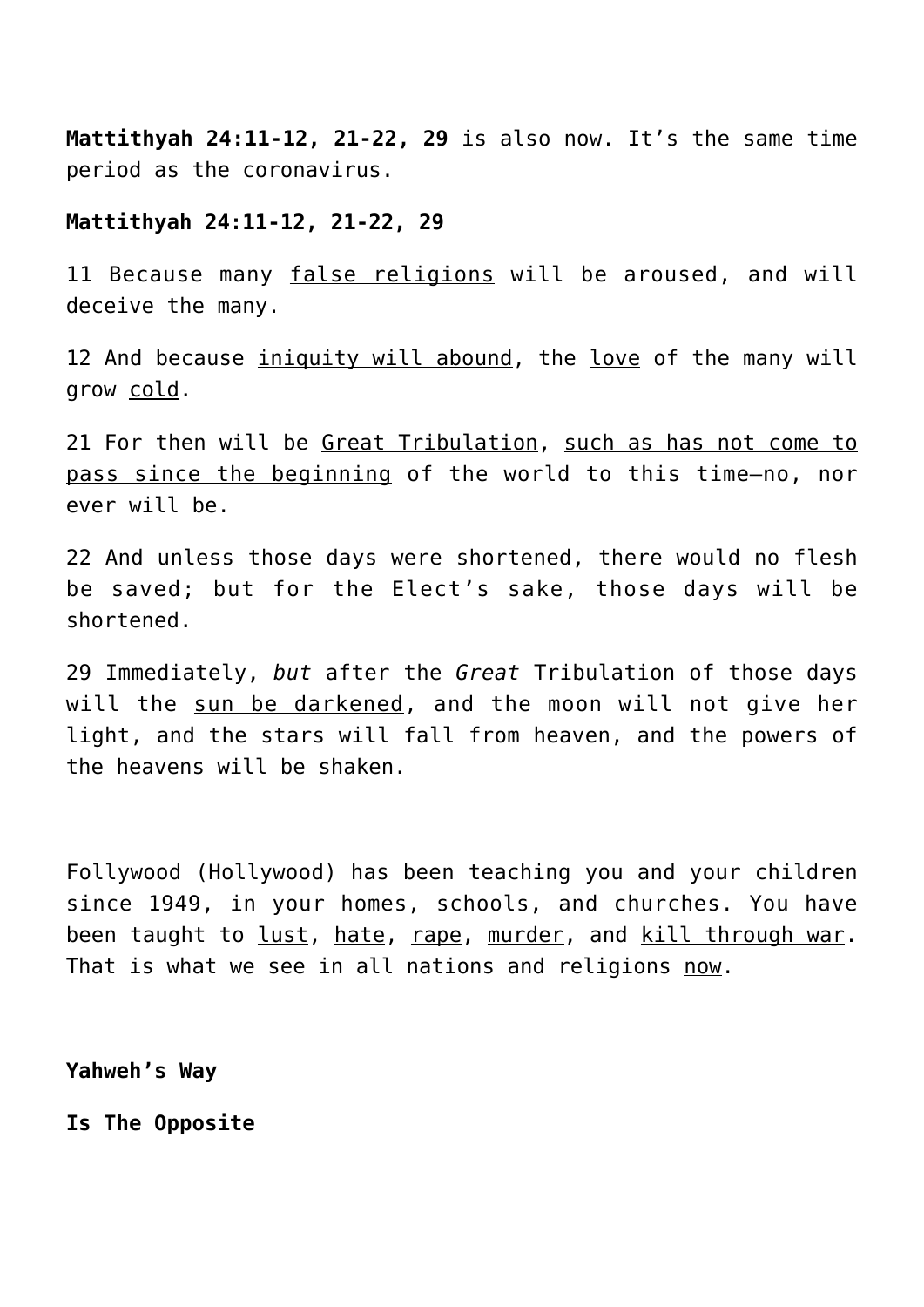**Mattithyah 24:11-12, 21-22, 29** is also now. It’s the same time period as the coronavirus.

**Mattithyah 24:11-12, 21-22, 29**

11 Because many false religions will be aroused, and will deceive the many.

12 And because iniquity will abound, the love of the many will grow cold.

21 For then will be Great Tribulation, such as has not come to pass since the beginning of the world to this time—no, nor ever will be.

22 And unless those days were shortened, there would no flesh be saved; but for the Elect’s sake, those days will be shortened.

29 Immediately, *but* after the *Great* Tribulation of those days will the sun be darkened, and the moon will not give her light, and the stars will fall from heaven, and the powers of the heavens will be shaken.

Follywood (Hollywood) has been teaching you and your children since 1949, in your homes, schools, and churches. You have been taught to lust, hate, rape, murder, and kill through war. That is what we see in all nations and religions now.

**Yahweh’s Way**

**Is The Opposite**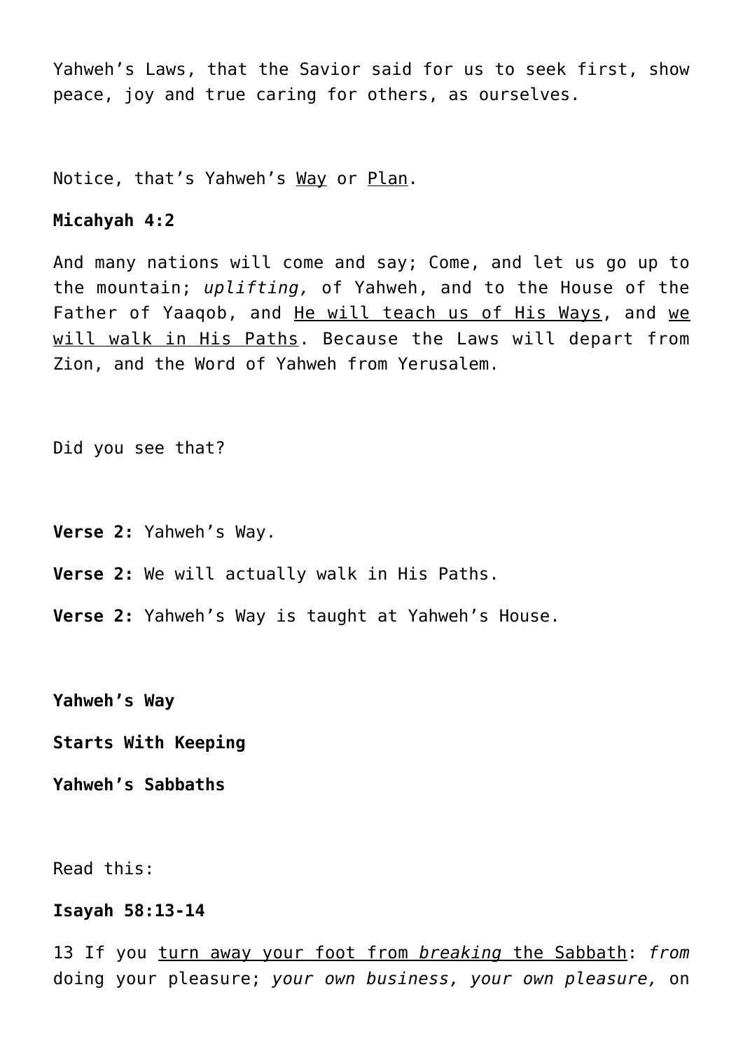Yahweh's Laws, that the Savior said for us to seek first, show peace, joy and true caring for others, as ourselves.

Notice, that's Yahweh's <u>Way</u> or <u>Plan</u>.

**Micahyah 4:2**

And many nations will come and say; Come, and let us go up to the mountain; *uplifting,* of Yahweh, and to the House of the Father of Yaaqob, and <u>He will teach us of His Ways</u>, and <u>we will walk in His Paths</u>. Because the Laws will depart from Zion, and the Word of Yahweh from Yerusalem.

Did you see that?

**Verse 2:** Yahweh's Way.

**Verse 2:** We will actually walk in His Paths.

**Verse 2:** Yahweh's Way is taught at Yahweh's House.

**Yahweh's Way**

**Starts With Keeping**

**Yahweh's Sabbaths**

Read this:

**Isayah 58:13-14**

13 If you <u>turn away your foot from *breaking* the Sabbath</u>: *from* doing your pleasure; *your own business, your own pleasure,* on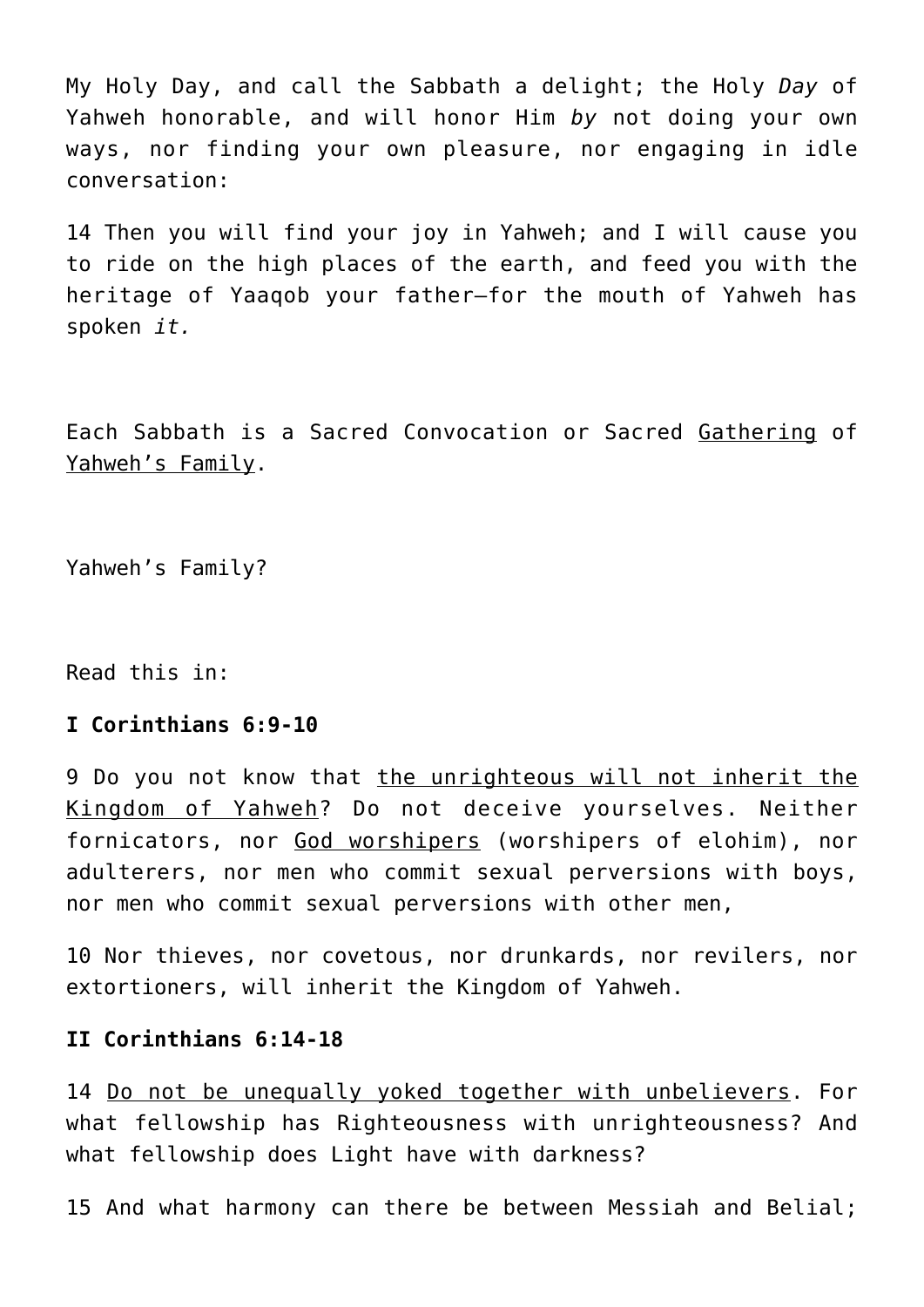My Holy Day, and call the Sabbath a delight; the Holy *Day* of Yahweh honorable, and will honor Him *by* not doing your own ways, nor finding your own pleasure, nor engaging in idle conversation:

14 Then you will find your joy in Yahweh; and I will cause you to ride on the high places of the earth, and feed you with the heritage of Yaaqob your father—for the mouth of Yahweh has spoken *it.*

Each Sabbath is a Sacred Convocation or Sacred Gathering of Yahweh's Family.

Yahweh's Family?

Read this in:

**I Corinthians 6:9-10**

9 Do you not know that the unrighteous will not inherit the Kingdom of Yahweh? Do not deceive yourselves. Neither fornicators, nor God worshipers (worshipers of elohim), nor adulterers, nor men who commit sexual perversions with boys, nor men who commit sexual perversions with other men,

10 Nor thieves, nor covetous, nor drunkards, nor revilers, nor extortioners, will inherit the Kingdom of Yahweh.

**II Corinthians 6:14-18**

14 Do not be unequally yoked together with unbelievers. For what fellowship has Righteousness with unrighteousness? And what fellowship does Light have with darkness?

15 And what harmony can there be between Messiah and Belial;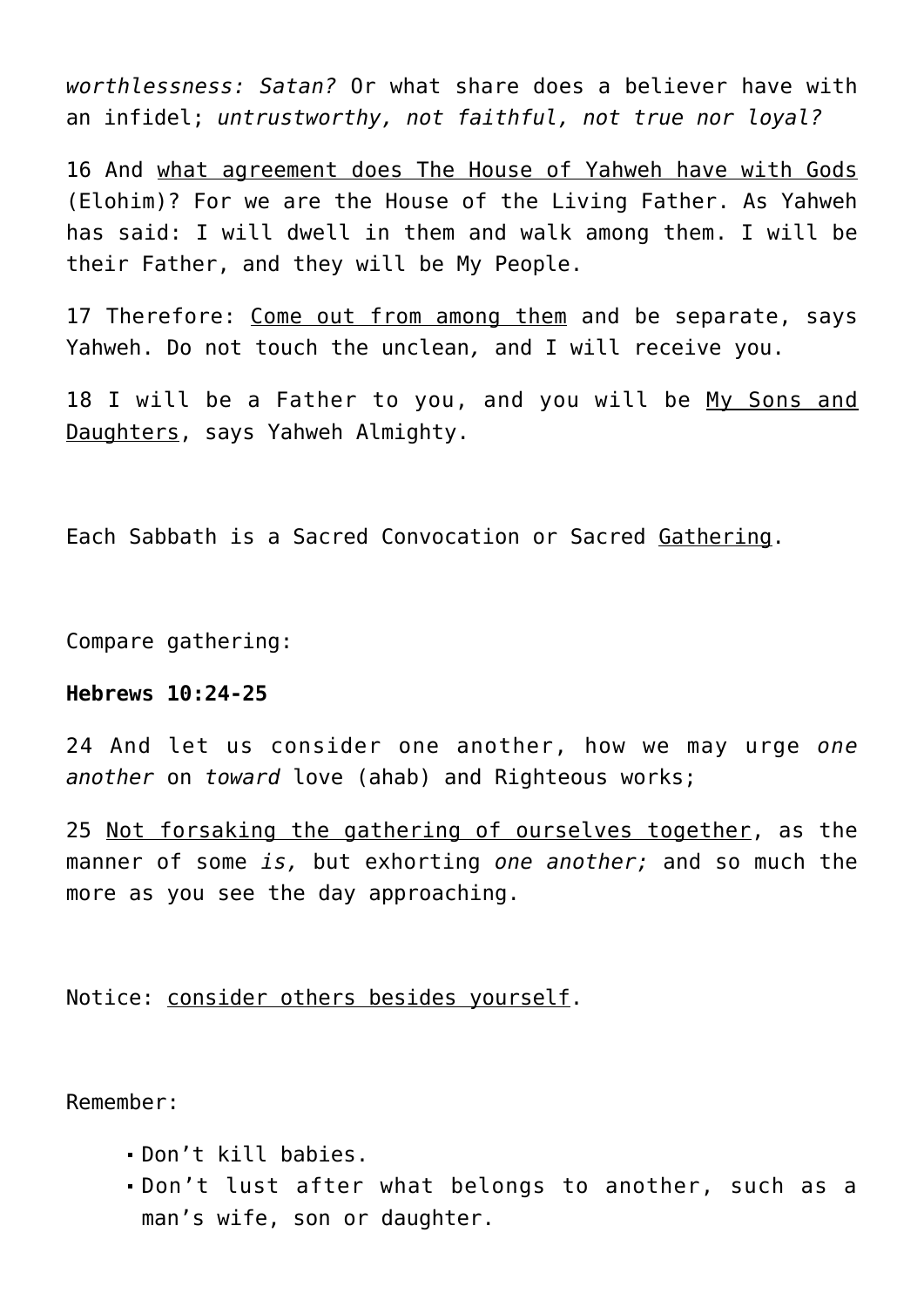*worthlessness: Satan?* Or what share does a believer have with an infidel; *untrustworthy, not faithful, not true nor loyal?*

16 And <u>what agreement does The House of Yahweh have with Gods</u> (Elohim)? For we are the House of the Living Father. As Yahweh has said: I will dwell in them and walk among them. I will be their Father, and they will be My People.

17 Therefore: <u>Come out from among them</u> and be separate, says Yahweh. Do not touch the unclean, and I will receive you.

18 I will be a Father to you, and you will be <u>My Sons and Daughters</u>, says Yahweh Almighty.

Each Sabbath is a Sacred Convocation or Sacred <u>Gathering</u>.

Compare gathering:

**Hebrews 10:24-25**

24 And let us consider one another, how we may urge *one another* on *toward* love (ahab) and Righteous works;

25 <u>Not forsaking the gathering of ourselves together</u>, as the manner of some *is,* but exhorting *one another;* and so much the more as you see the day approaching.

Notice: <u>consider others besides yourself</u>.

Remember:

- Don't kill babies.
- Don't lust after what belongs to another, such as a man's wife, son or daughter.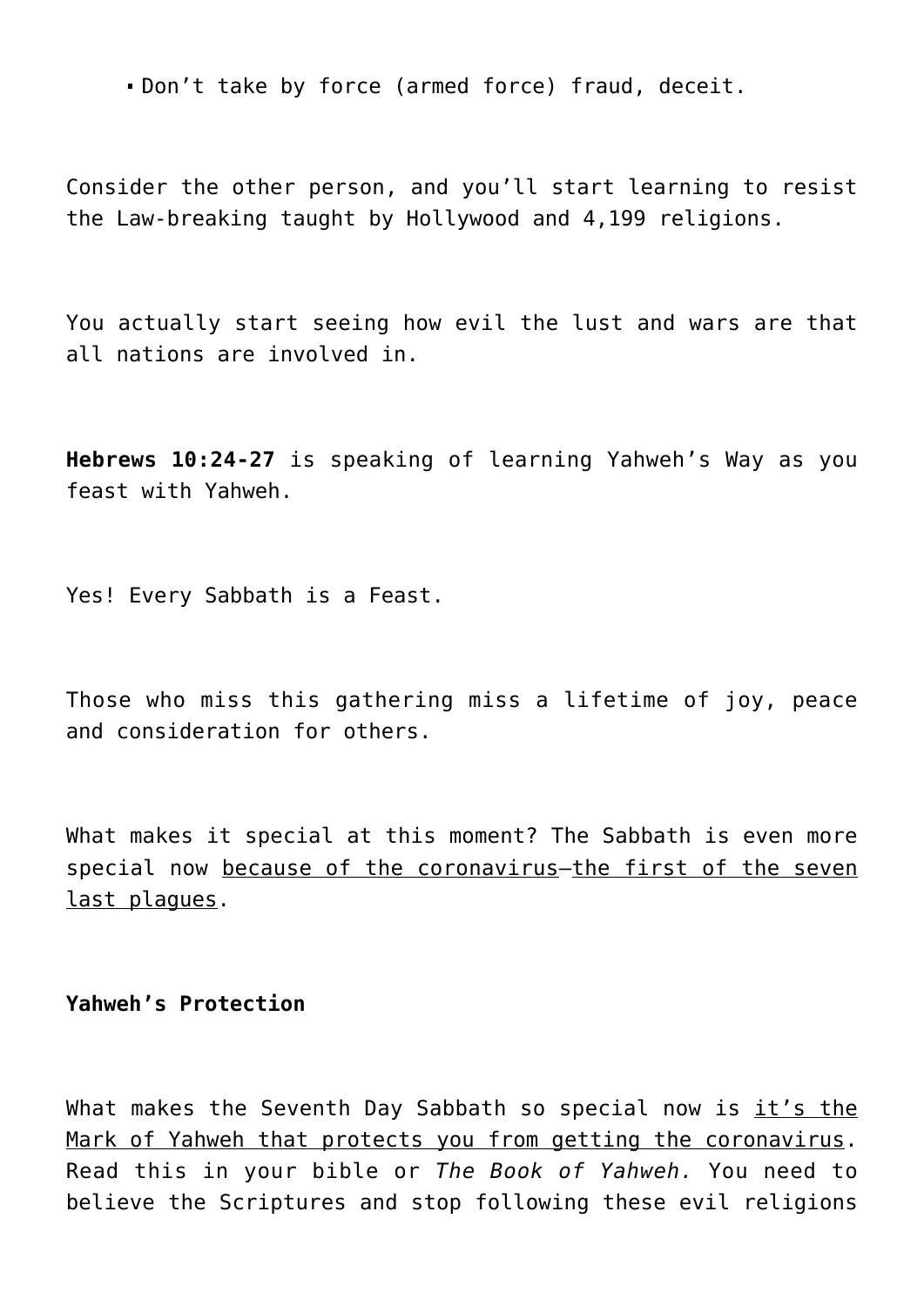- Don't take by force (armed force) fraud, deceit.

Consider the other person, and you'll start learning to resist the Law-breaking taught by Hollywood and 4,199 religions.

You actually start seeing how evil the lust and wars are that all nations are involved in.

**Hebrews 10:24-27** is speaking of learning Yahweh's Way as you feast with Yahweh.

Yes! Every Sabbath is a Feast.

Those who miss this gathering miss a lifetime of joy, peace and consideration for others.

What makes it special at this moment? The Sabbath is even more special now <u>because of the coronavirus</u>—<u>the first of the seven last plagues</u>.

**Yahweh's Protection**

What makes the Seventh Day Sabbath so special now is <u>it's the Mark of Yahweh that protects you from getting the coronavirus</u>. Read this in your bible or *The Book of Yahweh.* You need to believe the Scriptures and stop following these evil religions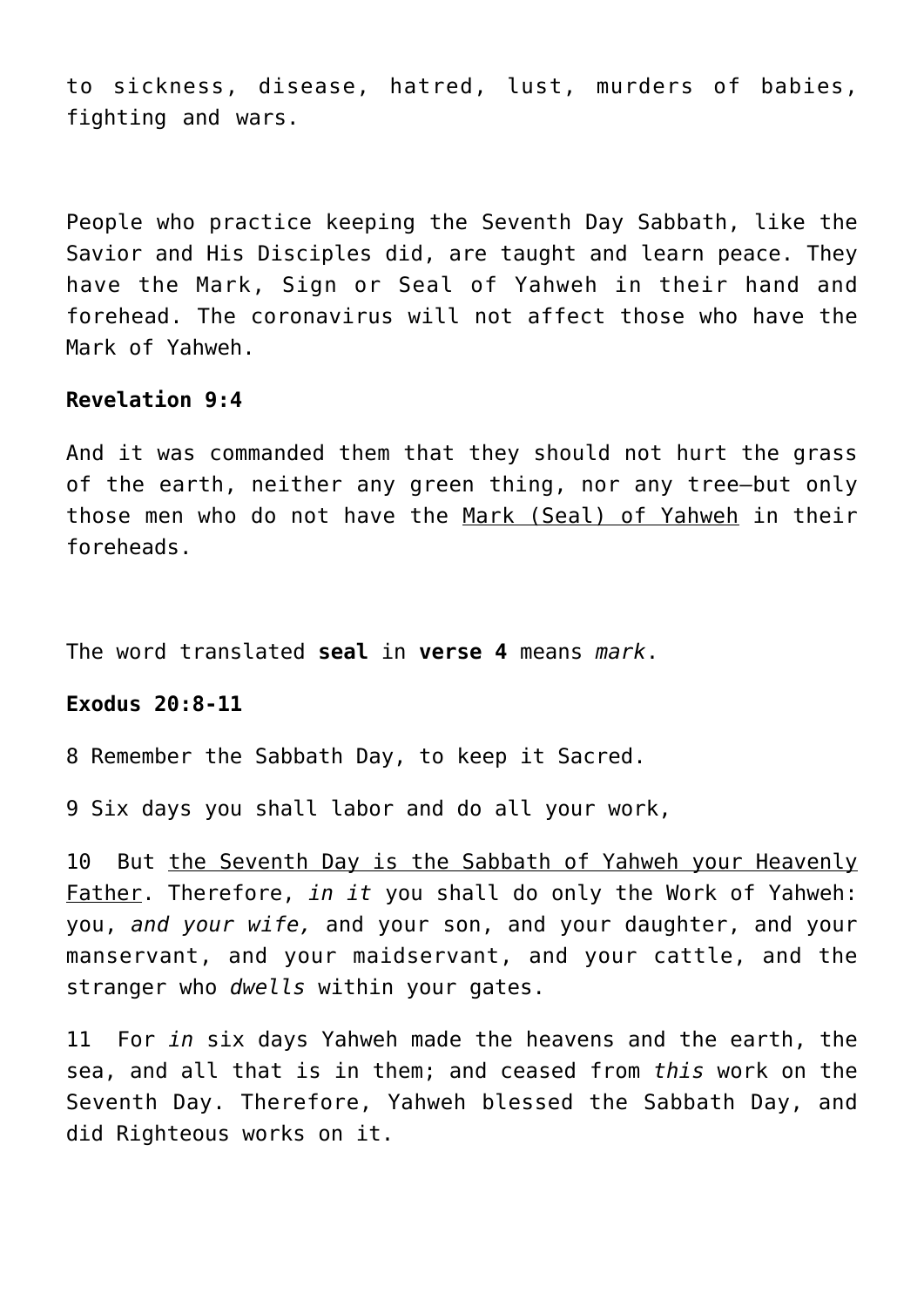to sickness, disease, hatred, lust, murders of babies, fighting and wars.

People who practice keeping the Seventh Day Sabbath, like the Savior and His Disciples did, are taught and learn peace. They have the Mark, Sign or Seal of Yahweh in their hand and forehead. The coronavirus will not affect those who have the Mark of Yahweh.

**Revelation 9:4**

And it was commanded them that they should not hurt the grass of the earth, neither any green thing, nor any tree—but only those men who do not have the <u>Mark (Seal) of Yahweh</u> in their foreheads.

The word translated **seal** in **verse 4** means *mark*.

**Exodus 20:8-11**

8 Remember the Sabbath Day, to keep it Sacred.

9 Six days you shall labor and do all your work,

10 But <u>the Seventh Day is the Sabbath of Yahweh your Heavenly Father</u>. Therefore, *in it* you shall do only the Work of Yahweh: you, *and your wife,* and your son, and your daughter, and your manservant, and your maidservant, and your cattle, and the stranger who *dwells* within your gates.

11 For *in* six days Yahweh made the heavens and the earth, the sea, and all that is in them; and ceased from *this* work on the Seventh Day. Therefore, Yahweh blessed the Sabbath Day, and did Righteous works on it.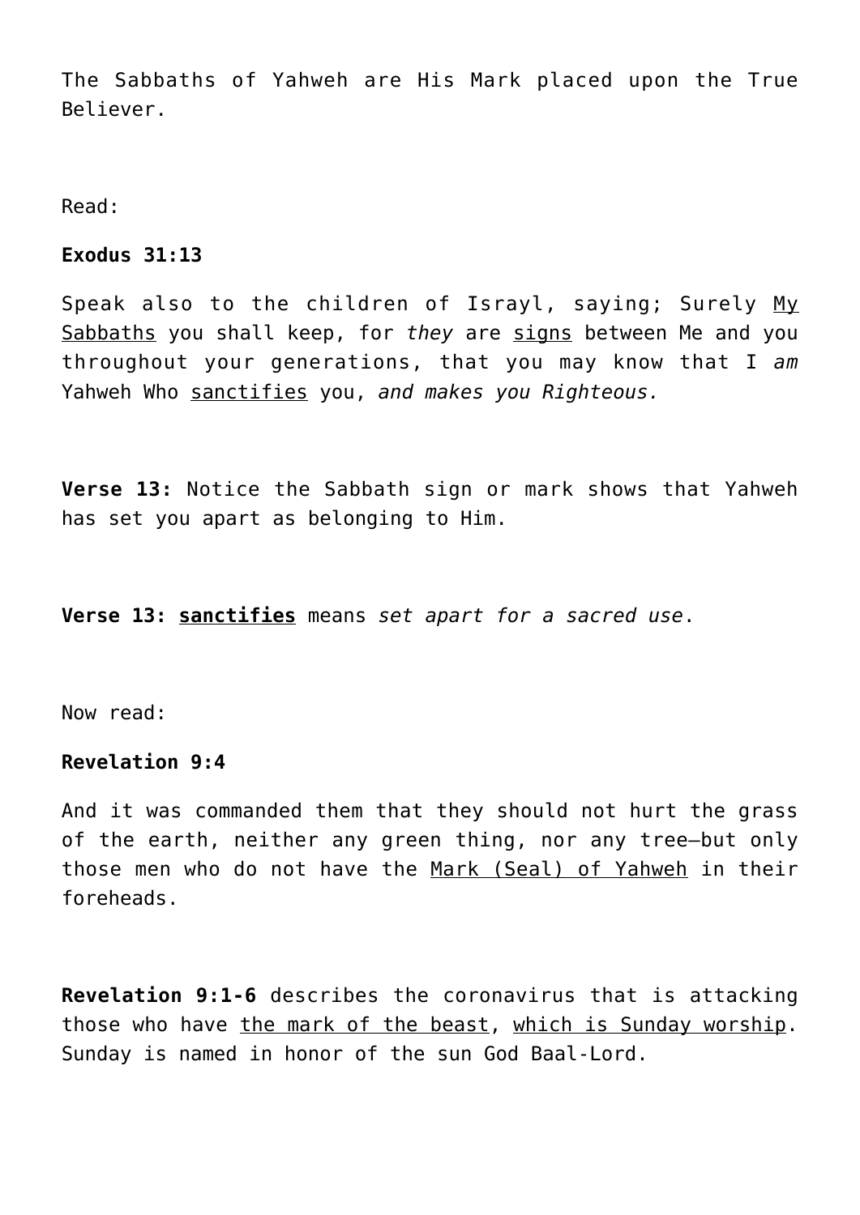The Sabbaths of Yahweh are His Mark placed upon the True Believer.

Read:

**Exodus 31:13**

Speak also to the children of Israyl, saying; Surely <u>My Sabbaths</u> you shall keep, for *they* are <u>signs</u> between Me and you throughout your generations, that you may know that I *am* Yahweh Who <u>sanctifies</u> you, *and makes you Righteous.*

**Verse 13:** Notice the Sabbath sign or mark shows that Yahweh has set you apart as belonging to Him.

**Verse 13: <u>sanctifies</u>** means *set apart for a sacred use*.

Now read:

**Revelation 9:4**

And it was commanded them that they should not hurt the grass of the earth, neither any green thing, nor any tree—but only those men who do not have the <u>Mark (Seal) of Yahweh</u> in their foreheads.

**Revelation 9:1-6** describes the coronavirus that is attacking those who have <u>the mark of the beast</u>, <u>which is Sunday worship</u>. Sunday is named in honor of the sun God Baal-Lord.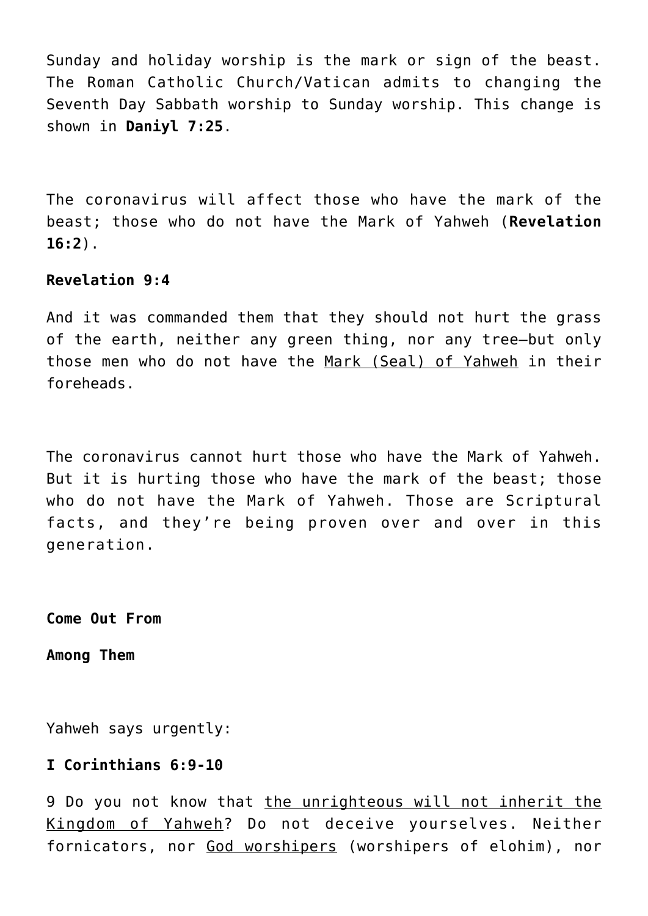Sunday and holiday worship is the mark or sign of the beast. The Roman Catholic Church/Vatican admits to changing the Seventh Day Sabbath worship to Sunday worship. This change is shown in **Daniyl 7:25**.

The coronavirus will affect those who have the mark of the beast; those who do not have the Mark of Yahweh (**Revelation 16:2**).

**Revelation 9:4**

And it was commanded them that they should not hurt the grass of the earth, neither any green thing, nor any tree—but only those men who do not have the Mark (Seal) of Yahweh in their foreheads.

The coronavirus cannot hurt those who have the Mark of Yahweh. But it is hurting those who have the mark of the beast; those who do not have the Mark of Yahweh. Those are Scriptural facts, and they're being proven over and over in this generation.

**Come Out From**

**Among Them**

Yahweh says urgently:

**I Corinthians 6:9-10**

9 Do you not know that the unrighteous will not inherit the Kingdom of Yahweh? Do not deceive yourselves. Neither fornicators, nor God worshipers (worshipers of elohim), nor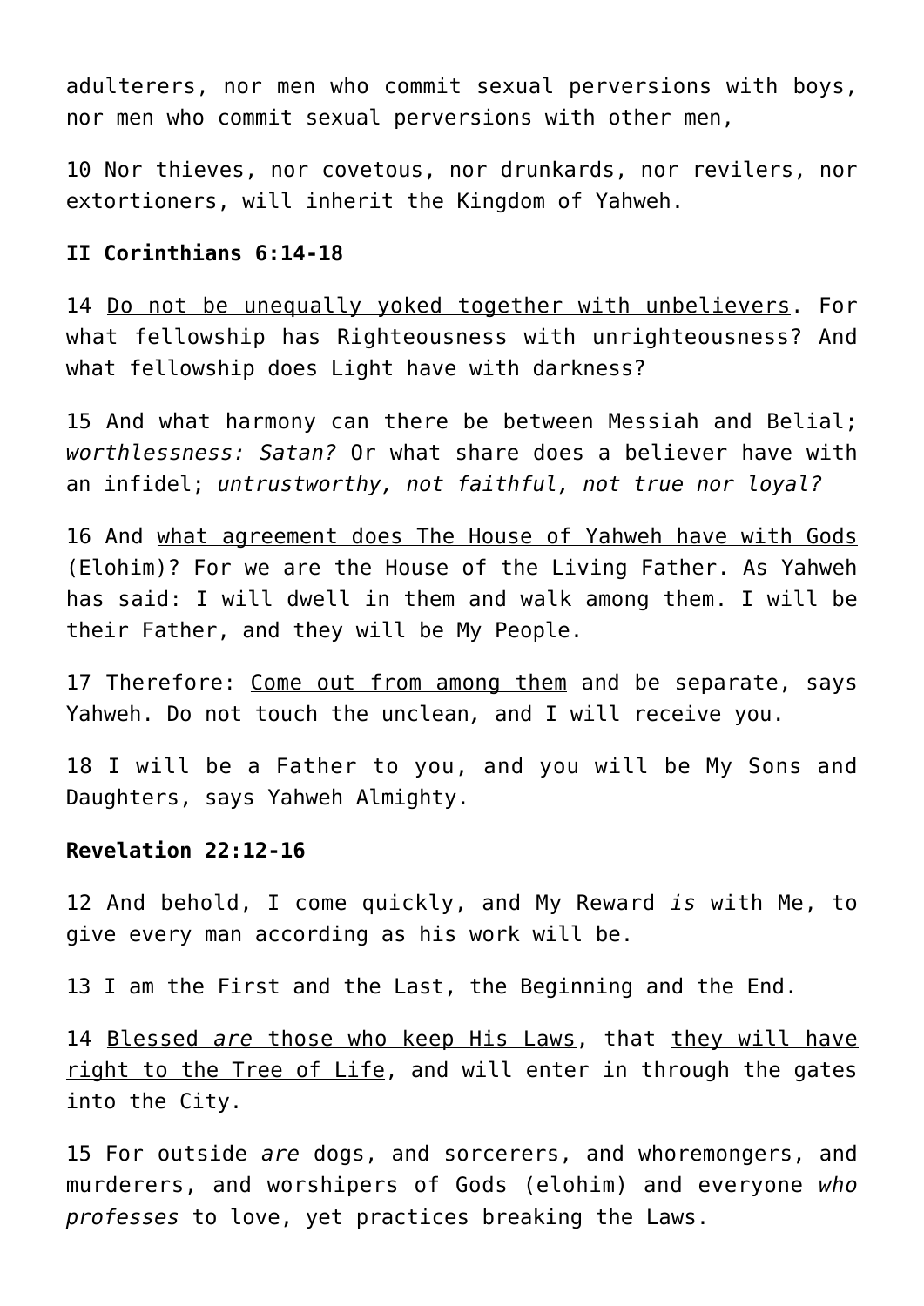adulterers, nor men who commit sexual perversions with boys, nor men who commit sexual perversions with other men,

10 Nor thieves, nor covetous, nor drunkards, nor revilers, nor extortioners, will inherit the Kingdom of Yahweh.

**II Corinthians 6:14-18**

14 <u>Do not be unequally yoked together with unbelievers</u>. For what fellowship has Righteousness with unrighteousness? And what fellowship does Light have with darkness?

15 And what harmony can there be between Messiah and Belial; *worthlessness: Satan?* Or what share does a believer have with an infidel; *untrustworthy, not faithful, not true nor loyal?*

16 And <u>what agreement does The House of Yahweh have with Gods</u> (Elohim)? For we are the House of the Living Father. As Yahweh has said: I will dwell in them and walk among them. I will be their Father, and they will be My People.

17 Therefore: <u>Come out from among them</u> and be separate, says Yahweh. Do not touch the unclean, and I will receive you.

18 I will be a Father to you, and you will be My Sons and Daughters, says Yahweh Almighty.

**Revelation 22:12-16**

12 And behold, I come quickly, and My Reward *is* with Me, to give every man according as his work will be.

13 I am the First and the Last, the Beginning and the End.

14 <u>Blessed *are* those who keep His Laws</u>, that <u>they will have right to the Tree of Life</u>, and will enter in through the gates into the City.

15 For outside *are* dogs, and sorcerers, and whoremongers, and murderers, and worshipers of Gods (elohim) and everyone *who professes* to love, yet practices breaking the Laws.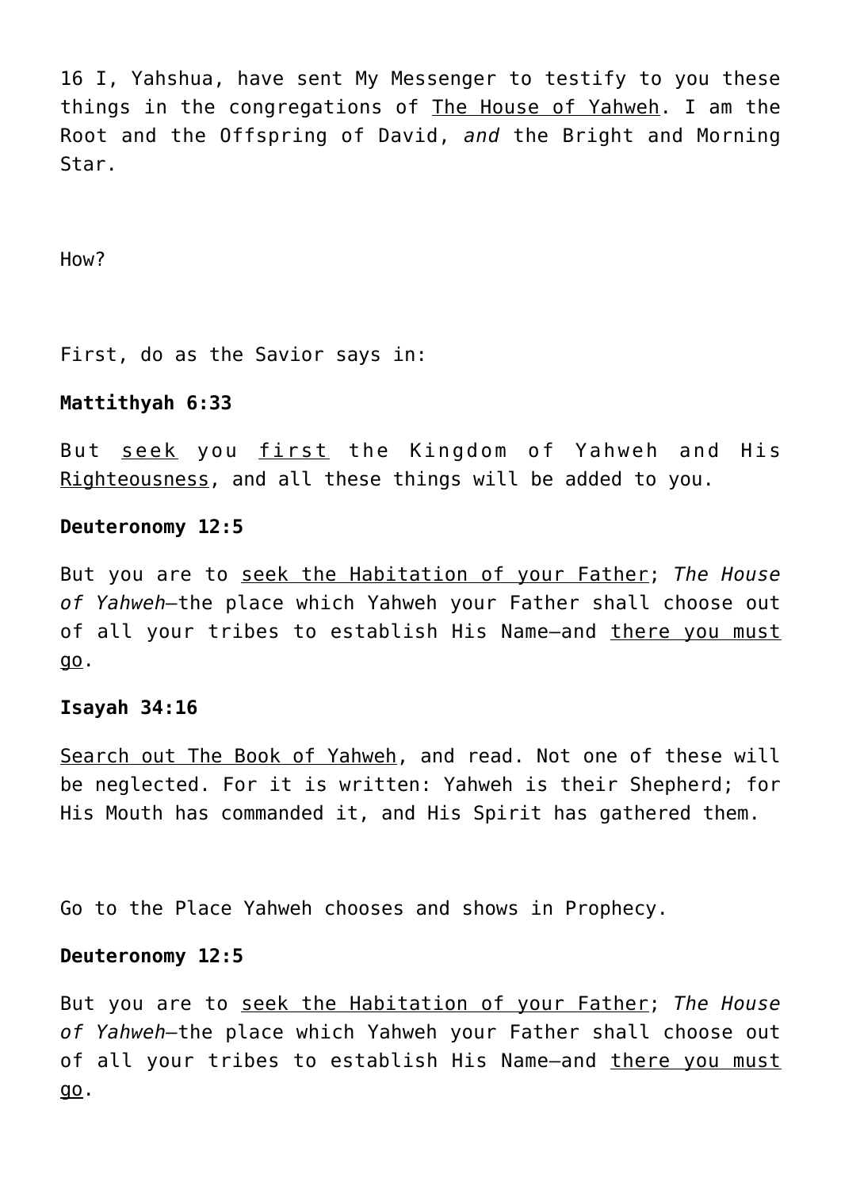16 I, Yahshua, have sent My Messenger to testify to you these things in the congregations of <u>The House of Yahweh</u>. I am the Root and the Offspring of David, *and* the Bright and Morning Star.

How?

First, do as the Savior says in:

**Mattithyah 6:33**

But <u>seek</u> you <u>first</u> the Kingdom of Yahweh and His <u>Righteousness</u>, and all these things will be added to you.

**Deuteronomy 12:5**

But you are to <u>seek the Habitation of your Father</u>; *The House of Yahweh*—the place which Yahweh your Father shall choose out of all your tribes to establish His Name—and <u>there you must go</u>.

**Isayah 34:16**

<u>Search out The Book of Yahweh</u>, and read. Not one of these will be neglected. For it is written: Yahweh is their Shepherd; for His Mouth has commanded it, and His Spirit has gathered them.

Go to the Place Yahweh chooses and shows in Prophecy.

**Deuteronomy 12:5**

But you are to <u>seek the Habitation of your Father</u>; *The House of Yahweh*—the place which Yahweh your Father shall choose out of all your tribes to establish His Name—and <u>there you must go</u>.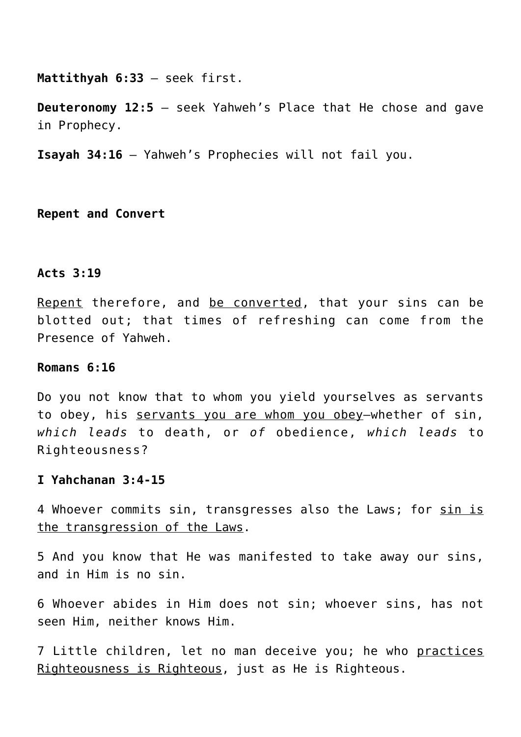**Mattithyah 6:33** – seek first.

**Deuteronomy 12:5** – seek Yahweh’s Place that He chose and gave in Prophecy.

**Isayah 34:16** – Yahweh’s Prophecies will not fail you.

**Repent and Convert**

**Acts 3:19**

<u>Repent</u> therefore, and <u>be converted</u>, that your sins can be blotted out; that times of refreshing can come from the Presence of Yahweh.

**Romans 6:16**

Do you not know that to whom you yield yourselves as servants to obey, his <u>servants you are whom you obey</u>—whether of sin, *which leads* to death, or *of* obedience, *which leads* to Righteousness?

**I Yahchanan 3:4-15**

4 Whoever commits sin, transgresses also the Laws; for <u>sin is the transgression of the Laws</u>.

5 And you know that He was manifested to take away our sins, and in Him is no sin.

6 Whoever abides in Him does not sin; whoever sins, has not seen Him, neither knows Him.

7 Little children, let no man deceive you; he who <u>practices Righteousness is Righteous</u>, just as He is Righteous.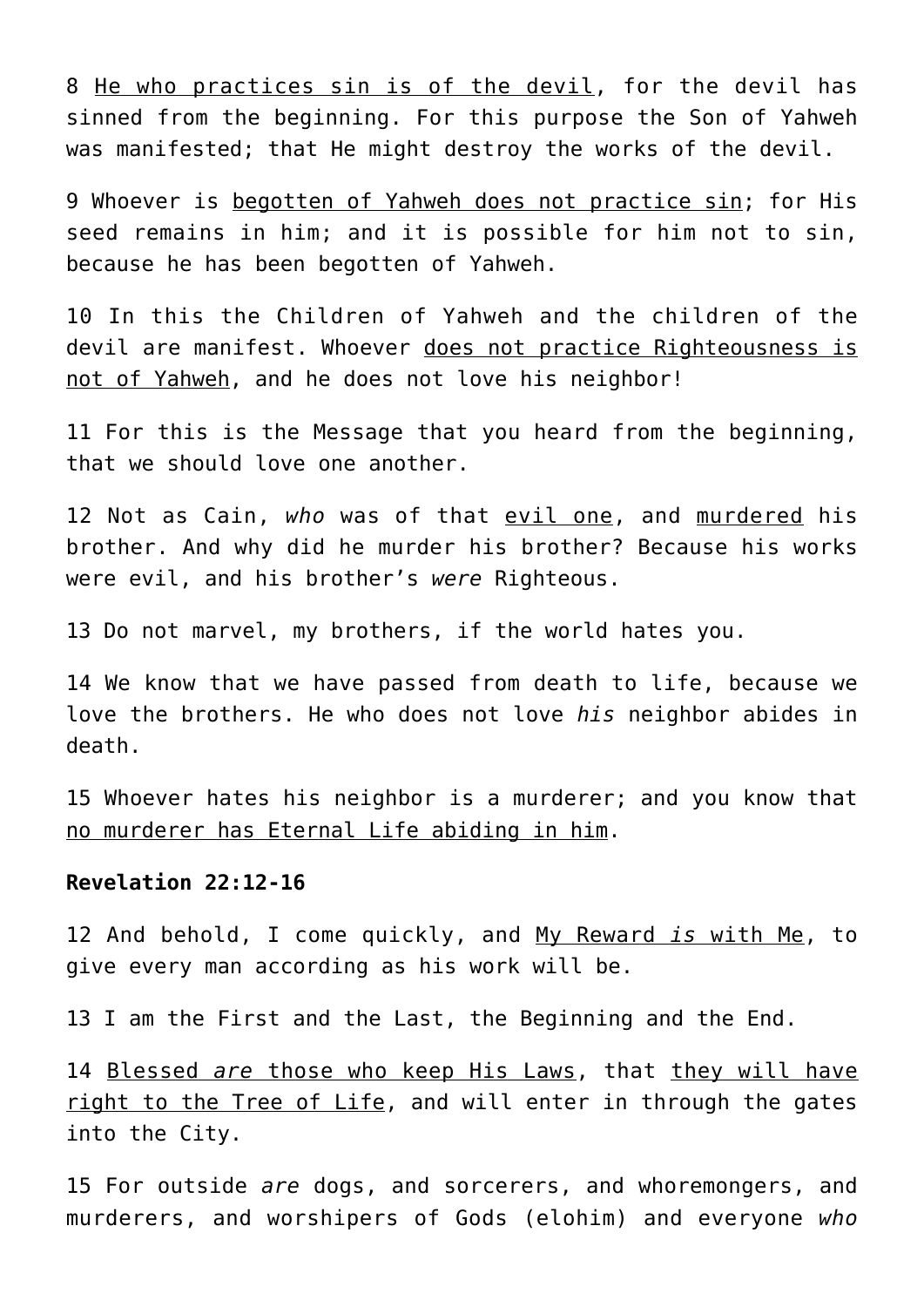8 <u>He who practices sin is of the devil</u>, for the devil has sinned from the beginning. For this purpose the Son of Yahweh was manifested; that He might destroy the works of the devil.

9 Whoever is <u>begotten of Yahweh does not practice sin</u>; for His seed remains in him; and it is possible for him not to sin, because he has been begotten of Yahweh.

10 In this the Children of Yahweh and the children of the devil are manifest. Whoever <u>does not practice Righteousness is not of Yahweh</u>, and he does not love his neighbor!

11 For this is the Message that you heard from the beginning, that we should love one another.

12 Not as Cain, *who* was of that <u>evil one</u>, and <u>murdered</u> his brother. And why did he murder his brother? Because his works were evil, and his brother's *were* Righteous.

13 Do not marvel, my brothers, if the world hates you.

14 We know that we have passed from death to life, because we love the brothers. He who does not love *his* neighbor abides in death.

15 Whoever hates his neighbor is a murderer; and you know that <u>no murderer has Eternal Life abiding in him</u>.

**Revelation 22:12-16**

12 And behold, I come quickly, and <u>My Reward *is* with Me</u>, to give every man according as his work will be.

13 I am the First and the Last, the Beginning and the End.

14 <u>Blessed *are* those who keep His Laws</u>, that <u>they will have right to the Tree of Life</u>, and will enter in through the gates into the City.

15 For outside *are* dogs, and sorcerers, and whoremongers, and murderers, and worshipers of Gods (elohim) and everyone *who*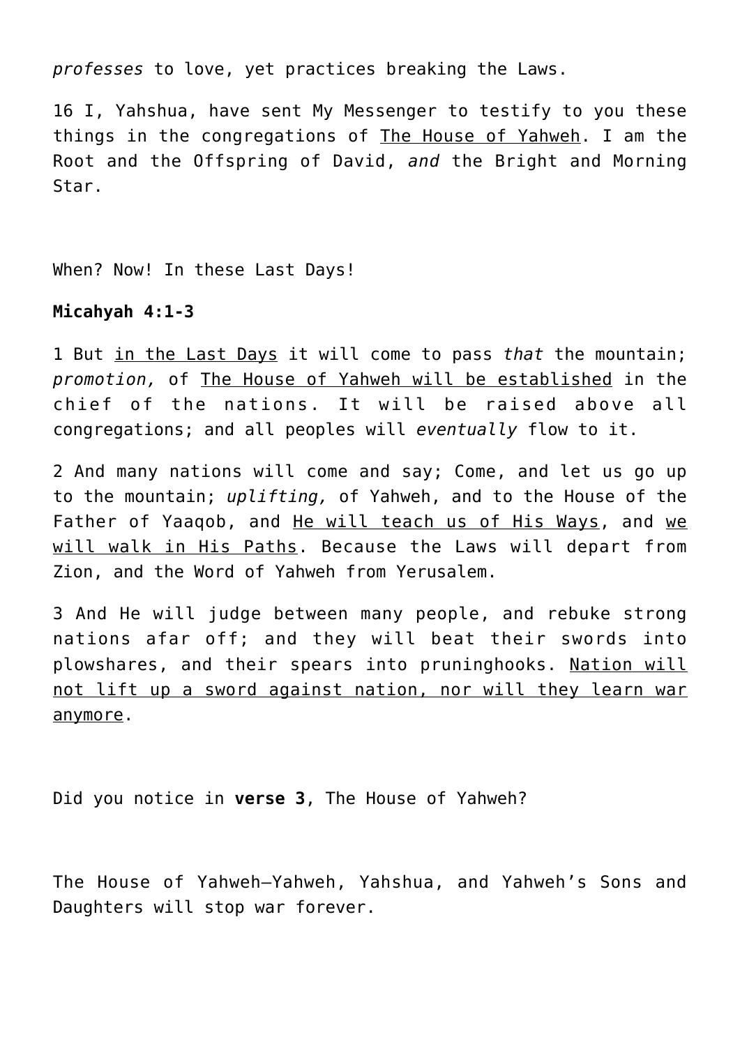*professes* to love, yet practices breaking the Laws.

16 I, Yahshua, have sent My Messenger to testify to you these things in the congregations of <u>The House of Yahweh</u>. I am the Root and the Offspring of David, *and* the Bright and Morning Star.

When? Now! In these Last Days!

**Micahyah 4:1-3**

1 But <u>in the Last Days</u> it will come to pass *that* the mountain; *promotion,* of <u>The House of Yahweh will be established</u> in the chief of the nations. It will be raised above all congregations; and all peoples will *eventually* flow to it.

2 And many nations will come and say; Come, and let us go up to the mountain; *uplifting,* of Yahweh, and to the House of the Father of Yaaqob, and <u>He will teach us of His Ways</u>, and <u>we will walk in His Paths</u>. Because the Laws will depart from Zion, and the Word of Yahweh from Yerusalem.

3 And He will judge between many people, and rebuke strong nations afar off; and they will beat their swords into plowshares, and their spears into pruninghooks. <u>Nation will not lift up a sword against nation, nor will they learn war anymore</u>.

Did you notice in **verse 3**, The House of Yahweh?

The House of Yahweh—Yahweh, Yahshua, and Yahweh's Sons and Daughters will stop war forever.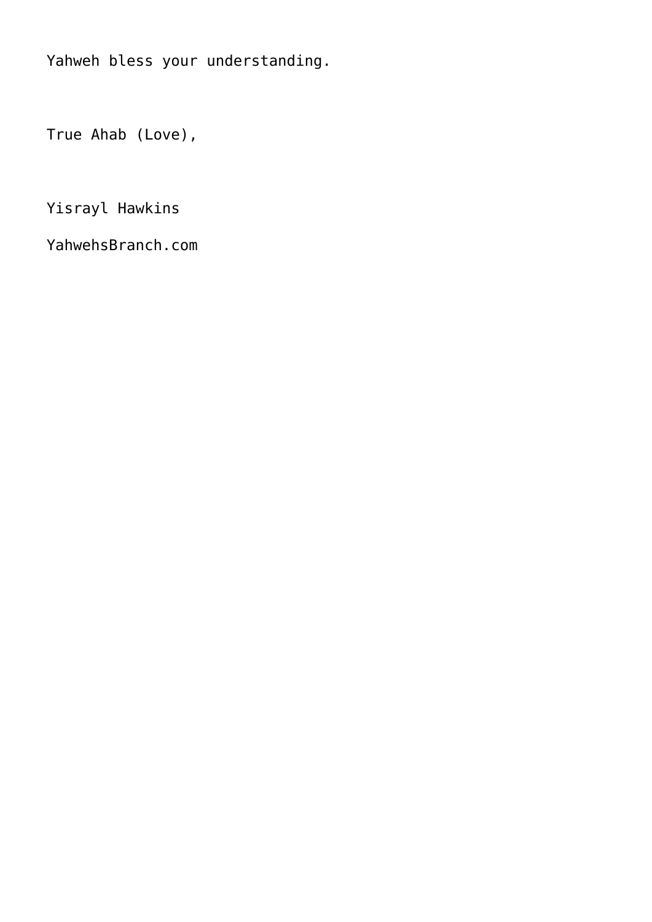Yahweh bless your understanding.

True Ahab (Love),

Yisrayl Hawkins

YahwehsBranch.com